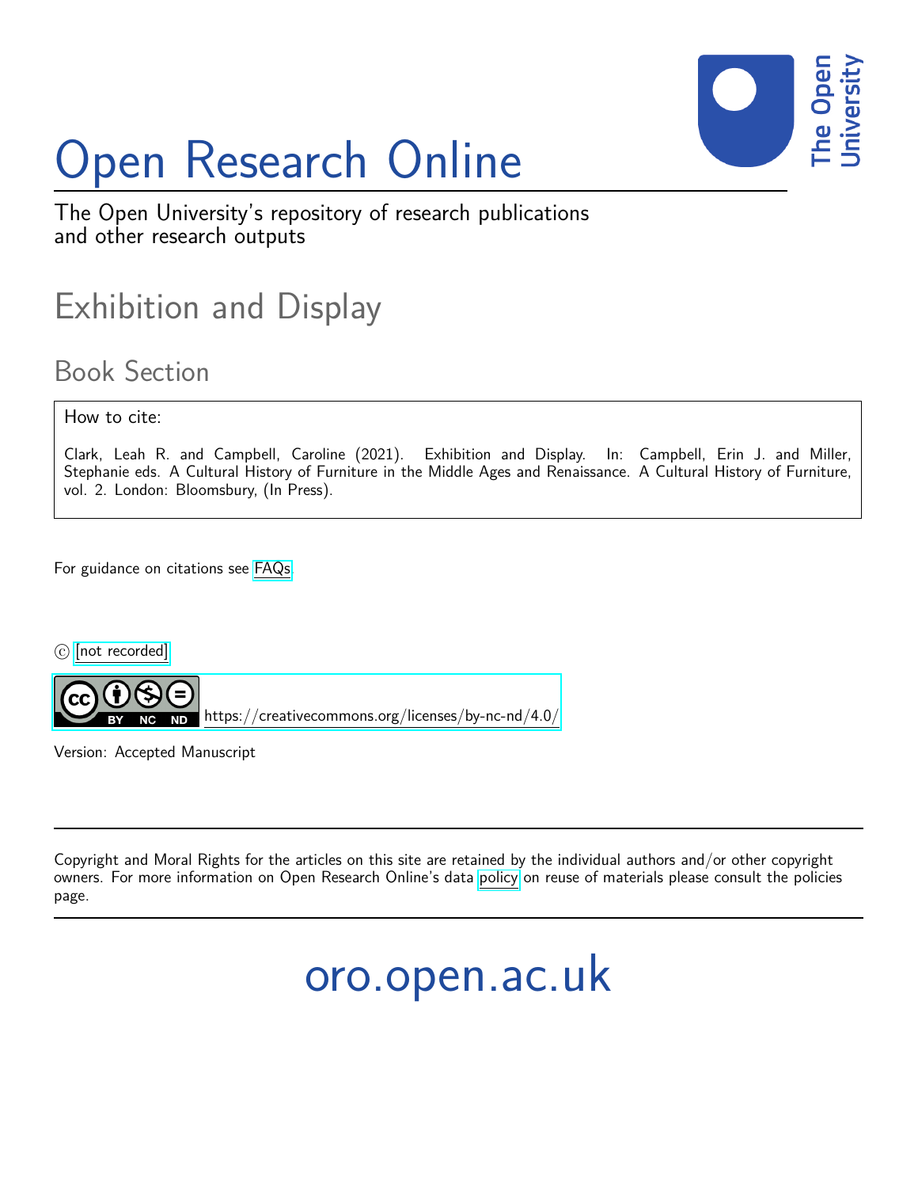# Open Research Online

The Open University's repository of research publications and other research outputs

## Exhibition and Display

### Book Section

How to cite:

Clark, Leah R. and Campbell, Caroline (2021). Exhibition and Display. In: Campbell, Erin J. and Miller, Stephanie eds. A Cultural History of Furniture in the Middle Ages and Renaissance. A Cultural History of Furniture, vol. 2. London: Bloomsbury, (In Press).

For guidance on citations see FAQs.

© [not recorded]

https://creativecommons.org/licenses/by-nc-nd/4.0/

Version: Accepted Manuscript

Copyright and Moral Rights for the articles on this site are retained by the individual authors and/or other copyright owners. For more information on Open Research Online's data policy on reuse of materials please consult the policies page.

oro.open.ac.uk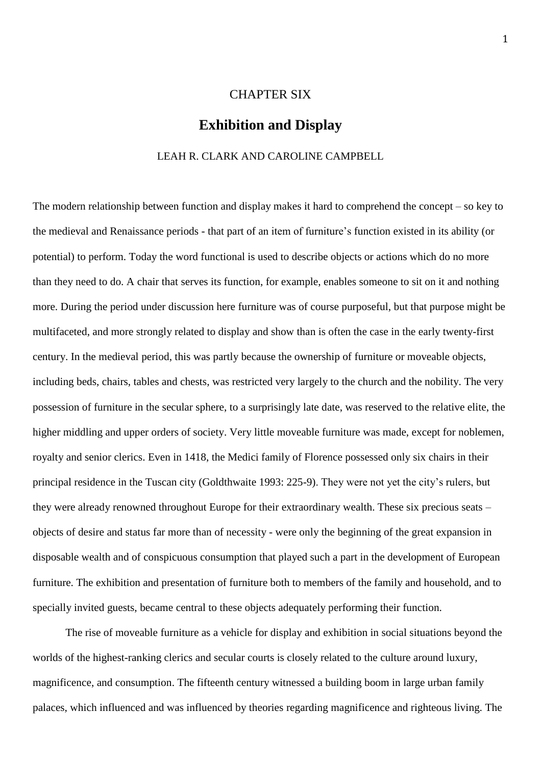CHAPTER SIX

# Exhibition and Display

LEAH R. CLARK AND CAROLINE CAMPBELL

The modern relationship between function and display makes it hard to comprehend the concept – so key to the medieval and Renaissance periods - that part of an item of furniture's function existed in its ability (or potential) to perform. Today the word functional is used to describe objects or actions which do no more than they need to do. A chair that serves its function, for example, enables someone to sit on it and nothing more. During the period under discussion here furniture was of course purposeful, but that purpose might be multifaceted, and more strongly related to display and show than is often the case in the early twenty-first century. In the medieval period, this was partly because the ownership of furniture or moveable objects, including beds, chairs, tables and chests, was restricted very largely to the church and the nobility. The very possession of furniture in the secular sphere, to a surprisingly late date, was reserved to the relative elite, the higher middling and upper orders of society. Very little moveable furniture was made, except for noblemen, royalty and senior clerics. Even in 1418, the Medici family of Florence possessed only six chairs in their principal residence in the Tuscan city (Goldthwaite 1993: 225-9). They were not yet the city's rulers, but they were already renowned throughout Europe for their extraordinary wealth. These six precious seats – objects of desire and status far more than of necessity - were only the beginning of the great expansion in disposable wealth and of conspicuous consumption that played such a part in the development of European furniture. The exhibition and presentation of furniture both to members of the family and household, and to specially invited guests, became central to these objects adequately performing their function.

The rise of moveable furniture as a vehicle for display and exhibition in social situations beyond the worlds of the highest-ranking clerics and secular courts is closely related to the culture around luxury, magnificence, and consumption. The fifteenth century witnessed a building boom in large urban family palaces, which influenced and was influenced by theories regarding magnificence and righteous living. The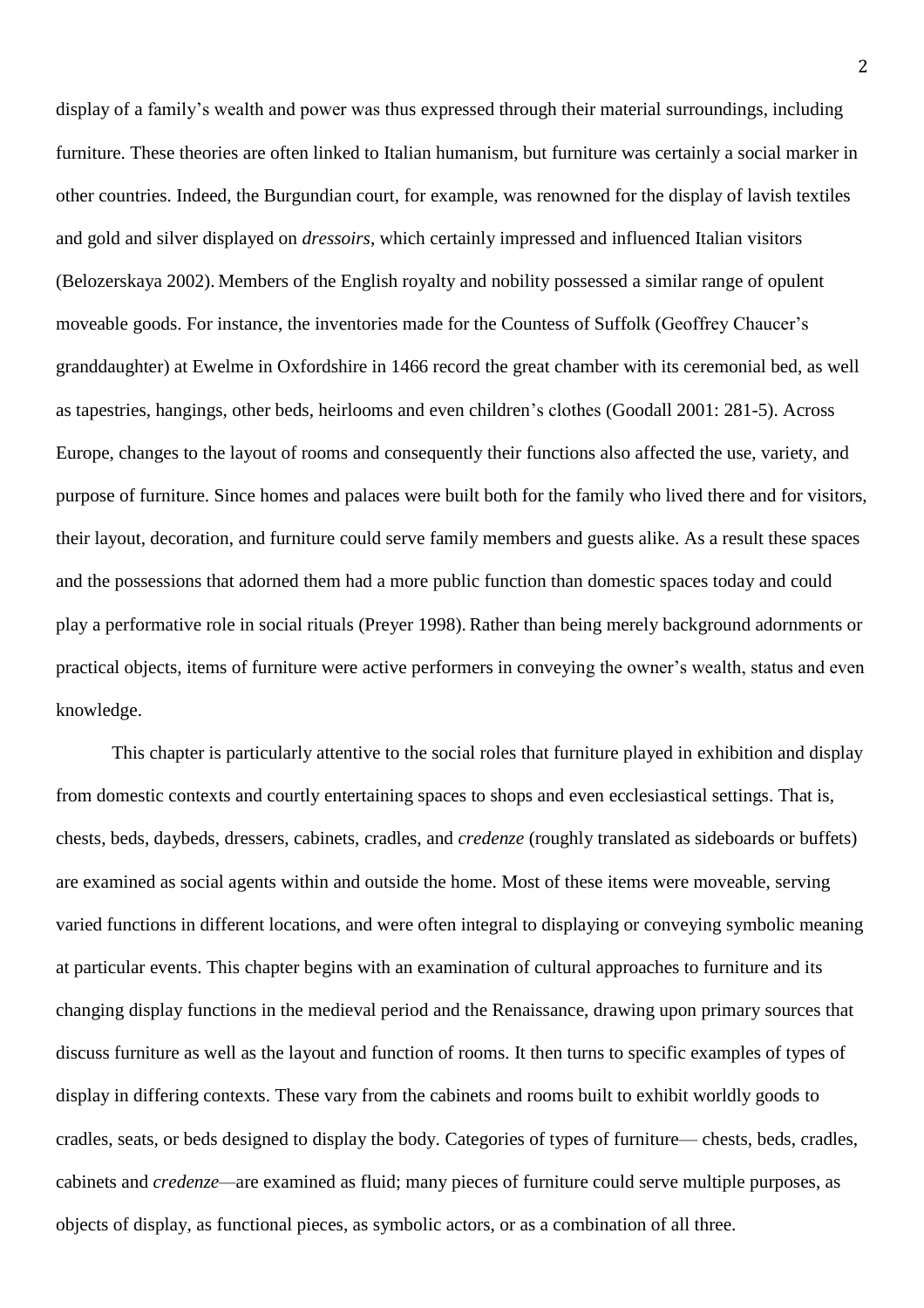display of a family's wealth and power was thus expressed through their material surroundings, including furniture. These theories are often linked to Italian humanism, but furniture was certainly a social marker in other countries. Indeed, the Burgundian court, for example, was renowned for the display of lavish textiles and gold and silver displayed on *dressoirs*, which certainly impressed and influenced Italian visitors (Belozerskaya 2002). Members of the English royalty and nobility possessed a similar range of opulent moveable goods. For instance, the inventories made for the Countess of Suffolk (Geoffrey Chaucer's granddaughter) at Ewelme in Oxfordshire in 1466 record the great chamber with its ceremonial bed, as well as tapestries, hangings, other beds, heirlooms and even children's clothes (Goodall 2001: 281-5). Across Europe, changes to the layout of rooms and consequently their functions also affected the use, variety, and purpose of furniture. Since homes and palaces were built both for the family who lived there and for visitors, their layout, decoration, and furniture could serve family members and guests alike. As a result these spaces and the possessions that adorned them had a more public function than domestic spaces today and could play a performative role in social rituals (Preyer 1998). Rather than being merely background adornments or practical objects, items of furniture were active performers in conveying the owner's wealth, status and even knowledge.

This chapter is particularly attentive to the social roles that furniture played in exhibition and display from domestic contexts and courtly entertaining spaces to shops and even ecclesiastical settings. That is, chests, beds, daybeds, dressers, cabinets, cradles, and *credenze* (roughly translated as sideboards or buffets) are examined as social agents within and outside the home. Most of these items were moveable, serving varied functions in different locations, and were often integral to displaying or conveying symbolic meaning at particular events. This chapter begins with an examination of cultural approaches to furniture and its changing display functions in the medieval period and the Renaissance, drawing upon primary sources that discuss furniture as well as the layout and function of rooms. It then turns to specific examples of types of display in differing contexts. These vary from the cabinets and rooms built to exhibit worldly goods to cradles, seats, or beds designed to display the body. Categories of types of furniture— chests, beds, cradles, cabinets and *credenze*—are examined as fluid; many pieces of furniture could serve multiple purposes, as objects of display, as functional pieces, as symbolic actors, or as a combination of all three.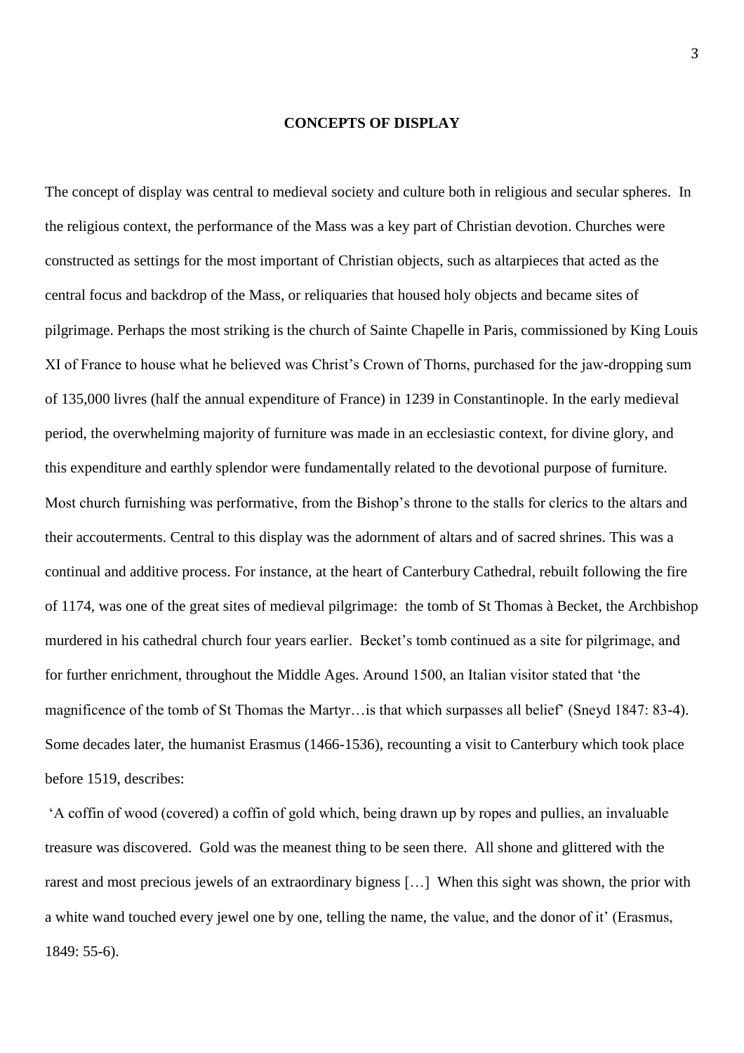## CONCEPTS OF DISPLAY

The concept of display was central to medieval society and culture both in religious and secular spheres. In the religious context, the performance of the Mass was a key part of Christian devotion. Churches were constructed as settings for the most important of Christian objects, such as altarpieces that acted as the central focus and backdrop of the Mass, or reliquaries that housed holy objects and became sites of pilgrimage. Perhaps the most striking is the church of Sainte Chapelle in Paris, commissioned by King Louis XI of France to house what he believed was Christ's Crown of Thorns, purchased for the jaw-dropping sum of 135,000 livres (half the annual expenditure of France) in 1239 in Constantinople. In the early medieval period, the overwhelming majority of furniture was made in an ecclesiastic context, for divine glory, and this expenditure and earthly splendor were fundamentally related to the devotional purpose of furniture. Most church furnishing was performative, from the Bishop's throne to the stalls for clerics to the altars and their accouterments. Central to this display was the adornment of altars and of sacred shrines. This was a continual and additive process. For instance, at the heart of Canterbury Cathedral, rebuilt following the fire of 1174, was one of the great sites of medieval pilgrimage: the tomb of St Thomas à Becket, the Archbishop murdered in his cathedral church four years earlier. Becket's tomb continued as a site for pilgrimage, and for further enrichment, throughout the Middle Ages. Around 1500, an Italian visitor stated that 'the magnificence of the tomb of St Thomas the Martyr…is that which surpasses all belief' (Sneyd 1847: 83-4). Some decades later, the humanist Erasmus (1466-1536), recounting a visit to Canterbury which took place before 1519, describes:

'A coffin of wood (covered) a coffin of gold which, being drawn up by ropes and pullies, an invaluable treasure was discovered. Gold was the meanest thing to be seen there. All shone and glittered with the rarest and most precious jewels of an extraordinary bigness […] When this sight was shown, the prior with a white wand touched every jewel one by one, telling the name, the value, and the donor of it' (Erasmus, 1849: 55-6).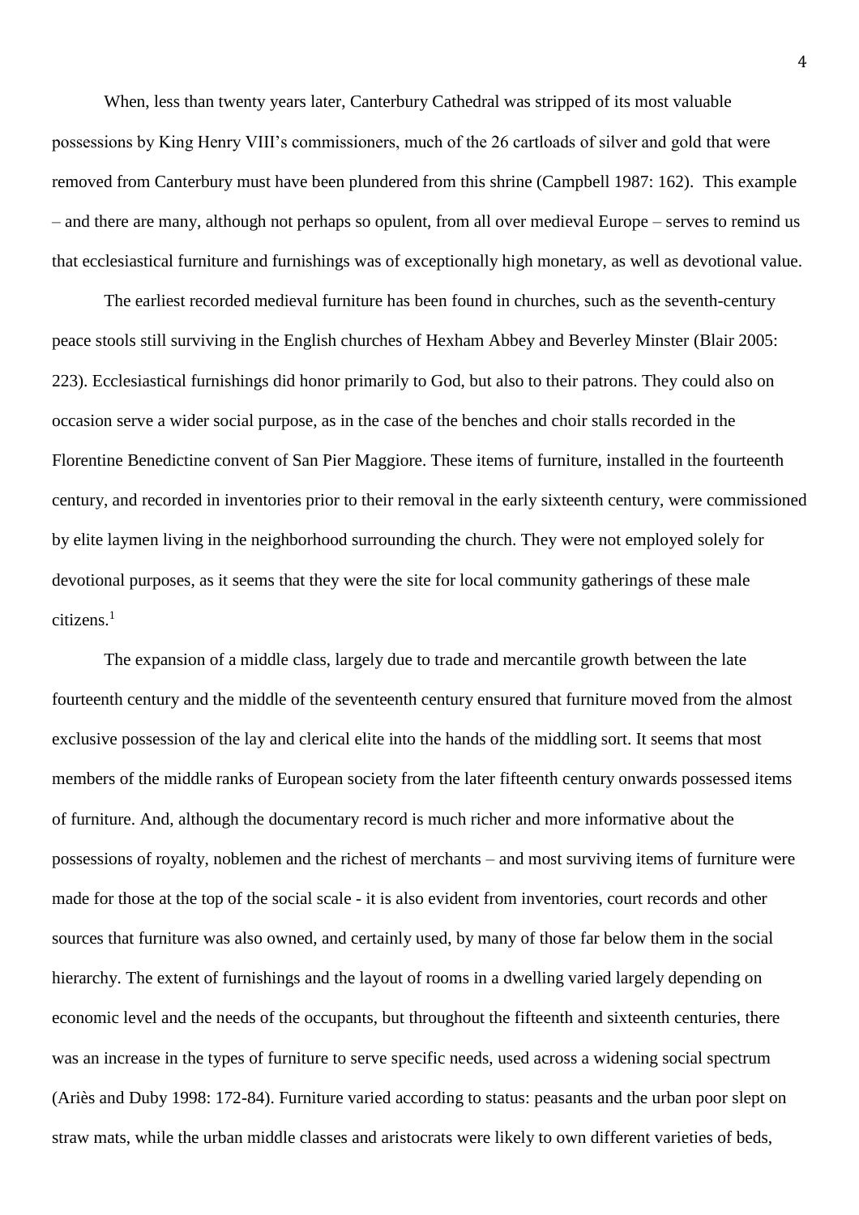When, less than twenty years later, Canterbury Cathedral was stripped of its most valuable possessions by King Henry VIII's commissioners, much of the 26 cartloads of silver and gold that were removed from Canterbury must have been plundered from this shrine (Campbell 1987: 162). This example – and there are many, although not perhaps so opulent, from all over medieval Europe – serves to remind us that ecclesiastical furniture and furnishings was of exceptionally high monetary, as well as devotional value.

The earliest recorded medieval furniture has been found in churches, such as the seventh-century peace stools still surviving in the English churches of Hexham Abbey and Beverley Minster (Blair 2005: 223). Ecclesiastical furnishings did honor primarily to God, but also to their patrons. They could also on occasion serve a wider social purpose, as in the case of the benches and choir stalls recorded in the Florentine Benedictine convent of San Pier Maggiore. These items of furniture, installed in the fourteenth century, and recorded in inventories prior to their removal in the early sixteenth century, were commissioned by elite laymen living in the neighborhood surrounding the church. They were not employed solely for devotional purposes, as it seems that they were the site for local community gatherings of these male citizens.[1]

The expansion of a middle class, largely due to trade and mercantile growth between the late fourteenth century and the middle of the seventeenth century ensured that furniture moved from the almost exclusive possession of the lay and clerical elite into the hands of the middling sort. It seems that most members of the middle ranks of European society from the later fifteenth century onwards possessed items of furniture. And, although the documentary record is much richer and more informative about the possessions of royalty, noblemen and the richest of merchants – and most surviving items of furniture were made for those at the top of the social scale - it is also evident from inventories, court records and other sources that furniture was also owned, and certainly used, by many of those far below them in the social hierarchy. The extent of furnishings and the layout of rooms in a dwelling varied largely depending on economic level and the needs of the occupants, but throughout the fifteenth and sixteenth centuries, there was an increase in the types of furniture to serve specific needs, used across a widening social spectrum (Ariès and Duby 1998: 172-84). Furniture varied according to status: peasants and the urban poor slept on straw mats, while the urban middle classes and aristocrats were likely to own different varieties of beds,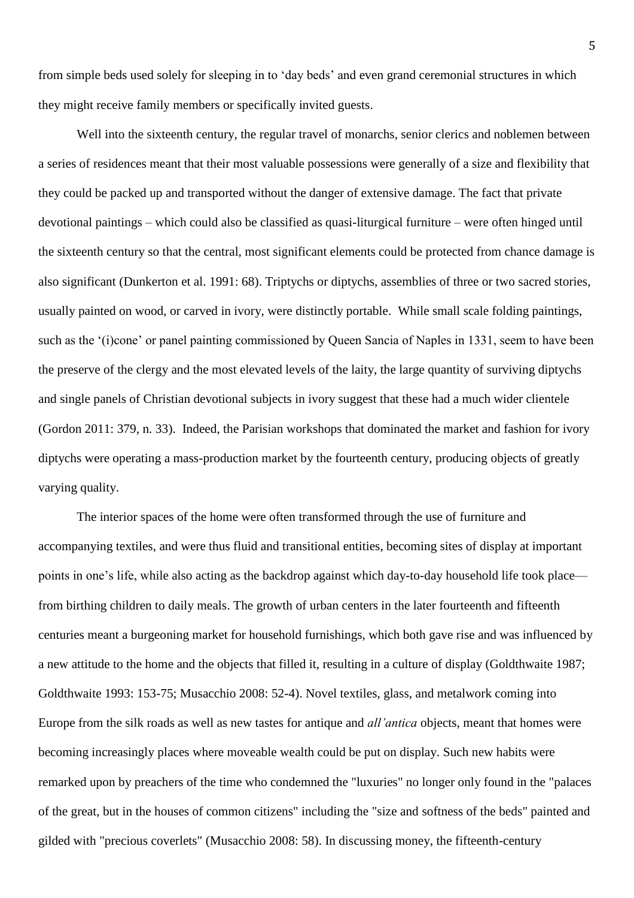from simple beds used solely for sleeping in to 'day beds' and even grand ceremonial structures in which they might receive family members or specifically invited guests.

Well into the sixteenth century, the regular travel of monarchs, senior clerics and noblemen between a series of residences meant that their most valuable possessions were generally of a size and flexibility that they could be packed up and transported without the danger of extensive damage. The fact that private devotional paintings – which could also be classified as quasi-liturgical furniture – were often hinged until the sixteenth century so that the central, most significant elements could be protected from chance damage is also significant (Dunkerton et al. 1991: 68). Triptychs or diptychs, assemblies of three or two sacred stories, usually painted on wood, or carved in ivory, were distinctly portable. While small scale folding paintings, such as the '(i)cone' or panel painting commissioned by Queen Sancia of Naples in 1331, seem to have been the preserve of the clergy and the most elevated levels of the laity, the large quantity of surviving diptychs and single panels of Christian devotional subjects in ivory suggest that these had a much wider clientele (Gordon 2011: 379, n. 33). Indeed, the Parisian workshops that dominated the market and fashion for ivory diptychs were operating a mass-production market by the fourteenth century, producing objects of greatly varying quality.

The interior spaces of the home were often transformed through the use of furniture and accompanying textiles, and were thus fluid and transitional entities, becoming sites of display at important points in one's life, while also acting as the backdrop against which day-to-day household life took place—from birthing children to daily meals. The growth of urban centers in the later fourteenth and fifteenth centuries meant a burgeoning market for household furnishings, which both gave rise and was influenced by a new attitude to the home and the objects that filled it, resulting in a culture of display (Goldthwaite 1987; Goldthwaite 1993: 153-75; Musacchio 2008: 52-4). Novel textiles, glass, and metalwork coming into Europe from the silk roads as well as new tastes for antique and *all'antica* objects, meant that homes were becoming increasingly places where moveable wealth could be put on display. Such new habits were remarked upon by preachers of the time who condemned the "luxuries" no longer only found in the "palaces of the great, but in the houses of common citizens" including the "size and softness of the beds" painted and gilded with "precious coverlets" (Musacchio 2008: 58). In discussing money, the fifteenth-century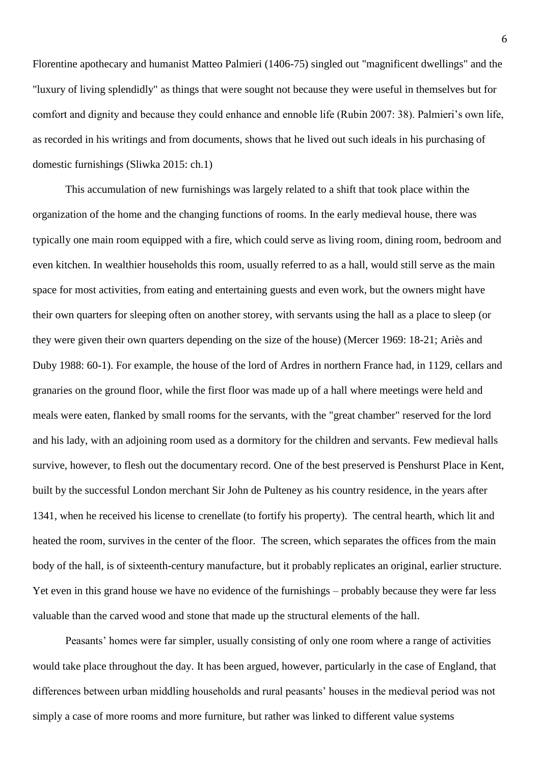Florentine apothecary and humanist Matteo Palmieri (1406-75) singled out "magnificent dwellings" and the "luxury of living splendidly" as things that were sought not because they were useful in themselves but for comfort and dignity and because they could enhance and ennoble life (Rubin 2007: 38). Palmieri's own life, as recorded in his writings and from documents, shows that he lived out such ideals in his purchasing of domestic furnishings (Sliwka 2015: ch.1)

This accumulation of new furnishings was largely related to a shift that took place within the organization of the home and the changing functions of rooms. In the early medieval house, there was typically one main room equipped with a fire, which could serve as living room, dining room, bedroom and even kitchen. In wealthier households this room, usually referred to as a hall, would still serve as the main space for most activities, from eating and entertaining guests and even work, but the owners might have their own quarters for sleeping often on another storey, with servants using the hall as a place to sleep (or they were given their own quarters depending on the size of the house) (Mercer 1969: 18-21; Ariès and Duby 1988: 60-1). For example, the house of the lord of Ardres in northern France had, in 1129, cellars and granaries on the ground floor, while the first floor was made up of a hall where meetings were held and meals were eaten, flanked by small rooms for the servants, with the "great chamber" reserved for the lord and his lady, with an adjoining room used as a dormitory for the children and servants. Few medieval halls survive, however, to flesh out the documentary record. One of the best preserved is Penshurst Place in Kent, built by the successful London merchant Sir John de Pulteney as his country residence, in the years after 1341, when he received his license to crenellate (to fortify his property). The central hearth, which lit and heated the room, survives in the center of the floor. The screen, which separates the offices from the main body of the hall, is of sixteenth-century manufacture, but it probably replicates an original, earlier structure. Yet even in this grand house we have no evidence of the furnishings – probably because they were far less valuable than the carved wood and stone that made up the structural elements of the hall.

Peasants' homes were far simpler, usually consisting of only one room where a range of activities would take place throughout the day. It has been argued, however, particularly in the case of England, that differences between urban middling households and rural peasants' houses in the medieval period was not simply a case of more rooms and more furniture, but rather was linked to different value systems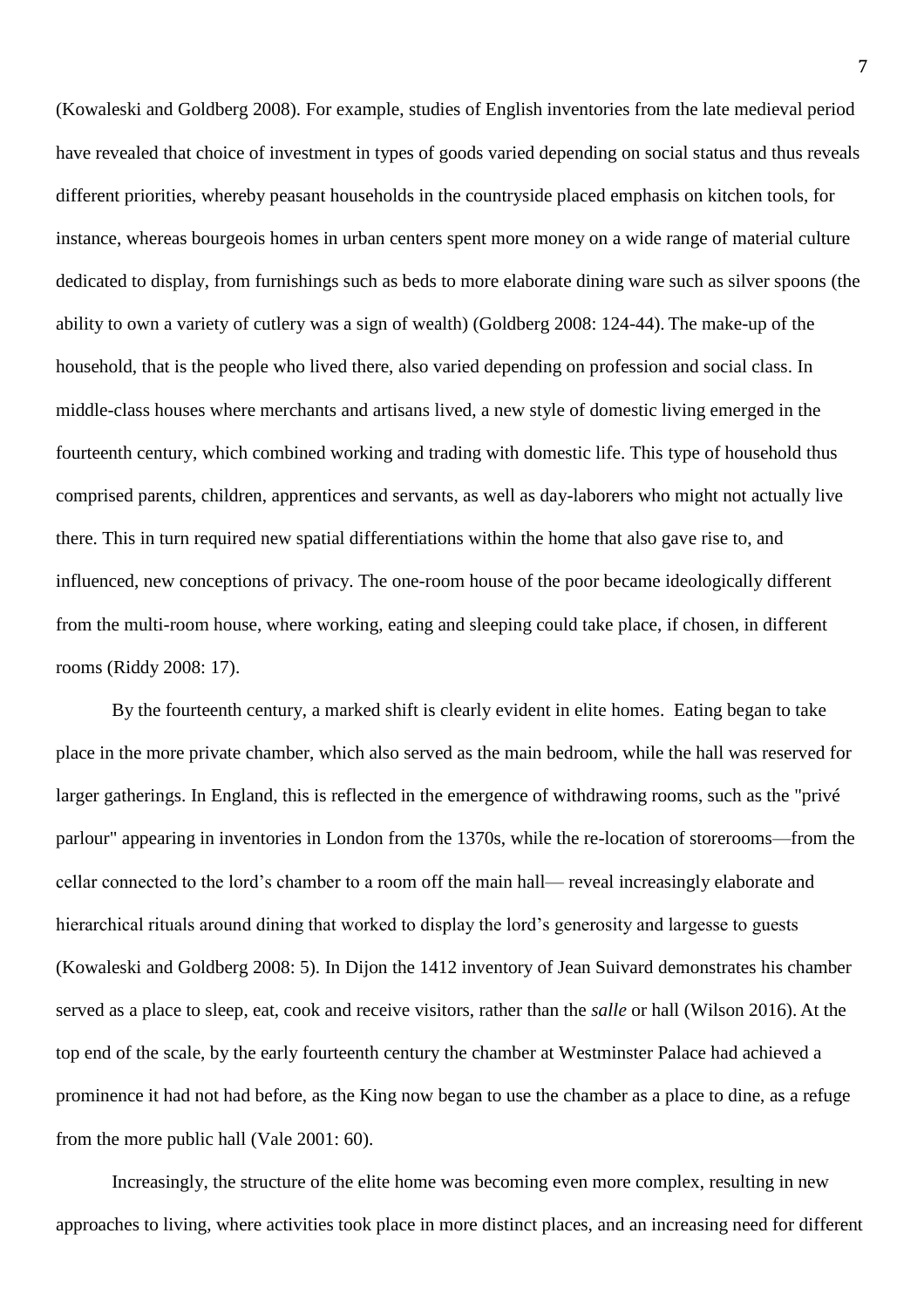(Kowaleski and Goldberg 2008). For example, studies of English inventories from the late medieval period have revealed that choice of investment in types of goods varied depending on social status and thus reveals different priorities, whereby peasant households in the countryside placed emphasis on kitchen tools, for instance, whereas bourgeois homes in urban centers spent more money on a wide range of material culture dedicated to display, from furnishings such as beds to more elaborate dining ware such as silver spoons (the ability to own a variety of cutlery was a sign of wealth) (Goldberg 2008: 124-44). The make-up of the household, that is the people who lived there, also varied depending on profession and social class. In middle-class houses where merchants and artisans lived, a new style of domestic living emerged in the fourteenth century, which combined working and trading with domestic life. This type of household thus comprised parents, children, apprentices and servants, as well as day-laborers who might not actually live there. This in turn required new spatial differentiations within the home that also gave rise to, and influenced, new conceptions of privacy. The one-room house of the poor became ideologically different from the multi-room house, where working, eating and sleeping could take place, if chosen, in different rooms (Riddy 2008: 17).

By the fourteenth century, a marked shift is clearly evident in elite homes. Eating began to take place in the more private chamber, which also served as the main bedroom, while the hall was reserved for larger gatherings. In England, this is reflected in the emergence of withdrawing rooms, such as the "privé parlour" appearing in inventories in London from the 1370s, while the re-location of storerooms—from the cellar connected to the lord's chamber to a room off the main hall— reveal increasingly elaborate and hierarchical rituals around dining that worked to display the lord's generosity and largesse to guests (Kowaleski and Goldberg 2008: 5). In Dijon the 1412 inventory of Jean Suivard demonstrates his chamber served as a place to sleep, eat, cook and receive visitors, rather than the *salle* or hall (Wilson 2016). At the top end of the scale, by the early fourteenth century the chamber at Westminster Palace had achieved a prominence it had not had before, as the King now began to use the chamber as a place to dine, as a refuge from the more public hall (Vale 2001: 60).

Increasingly, the structure of the elite home was becoming even more complex, resulting in new approaches to living, where activities took place in more distinct places, and an increasing need for different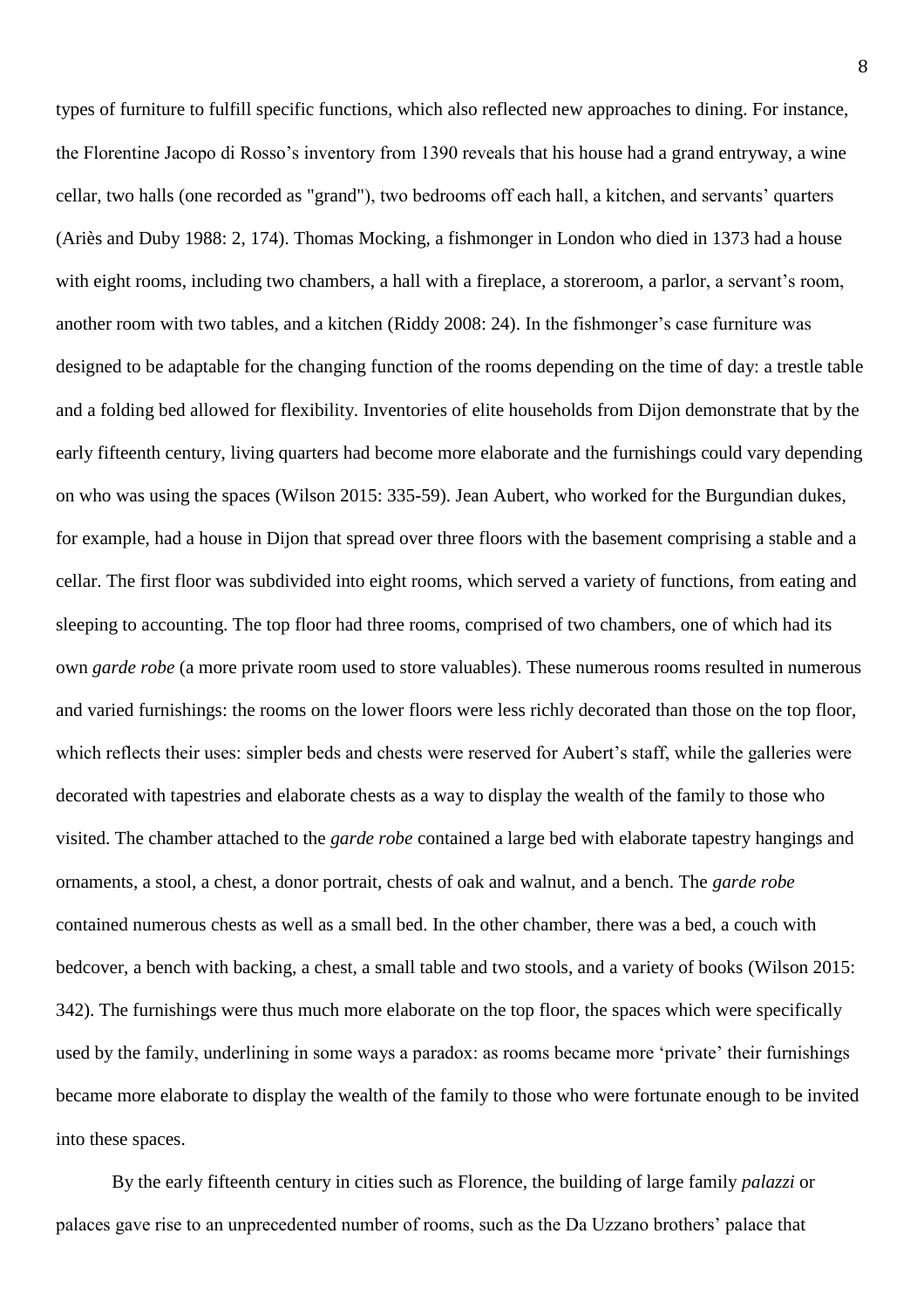types of furniture to fulfill specific functions, which also reflected new approaches to dining. For instance, the Florentine Jacopo di Rosso's inventory from 1390 reveals that his house had a grand entryway, a wine cellar, two halls (one recorded as "grand"), two bedrooms off each hall, a kitchen, and servants' quarters (Ariès and Duby 1988: 2, 174). Thomas Mocking, a fishmonger in London who died in 1373 had a house with eight rooms, including two chambers, a hall with a fireplace, a storeroom, a parlor, a servant's room, another room with two tables, and a kitchen (Riddy 2008: 24). In the fishmonger's case furniture was designed to be adaptable for the changing function of the rooms depending on the time of day: a trestle table and a folding bed allowed for flexibility. Inventories of elite households from Dijon demonstrate that by the early fifteenth century, living quarters had become more elaborate and the furnishings could vary depending on who was using the spaces (Wilson 2015: 335-59). Jean Aubert, who worked for the Burgundian dukes, for example, had a house in Dijon that spread over three floors with the basement comprising a stable and a cellar. The first floor was subdivided into eight rooms, which served a variety of functions, from eating and sleeping to accounting. The top floor had three rooms, comprised of two chambers, one of which had its own *garde robe* (a more private room used to store valuables). These numerous rooms resulted in numerous and varied furnishings: the rooms on the lower floors were less richly decorated than those on the top floor, which reflects their uses: simpler beds and chests were reserved for Aubert's staff, while the galleries were decorated with tapestries and elaborate chests as a way to display the wealth of the family to those who visited. The chamber attached to the *garde robe* contained a large bed with elaborate tapestry hangings and ornaments, a stool, a chest, a donor portrait, chests of oak and walnut, and a bench. The *garde robe* contained numerous chests as well as a small bed. In the other chamber, there was a bed, a couch with bedcover, a bench with backing, a chest, a small table and two stools, and a variety of books (Wilson 2015: 342). The furnishings were thus much more elaborate on the top floor, the spaces which were specifically used by the family, underlining in some ways a paradox: as rooms became more 'private' their furnishings became more elaborate to display the wealth of the family to those who were fortunate enough to be invited into these spaces.

By the early fifteenth century in cities such as Florence, the building of large family *palazzi* or palaces gave rise to an unprecedented number of rooms, such as the Da Uzzano brothers' palace that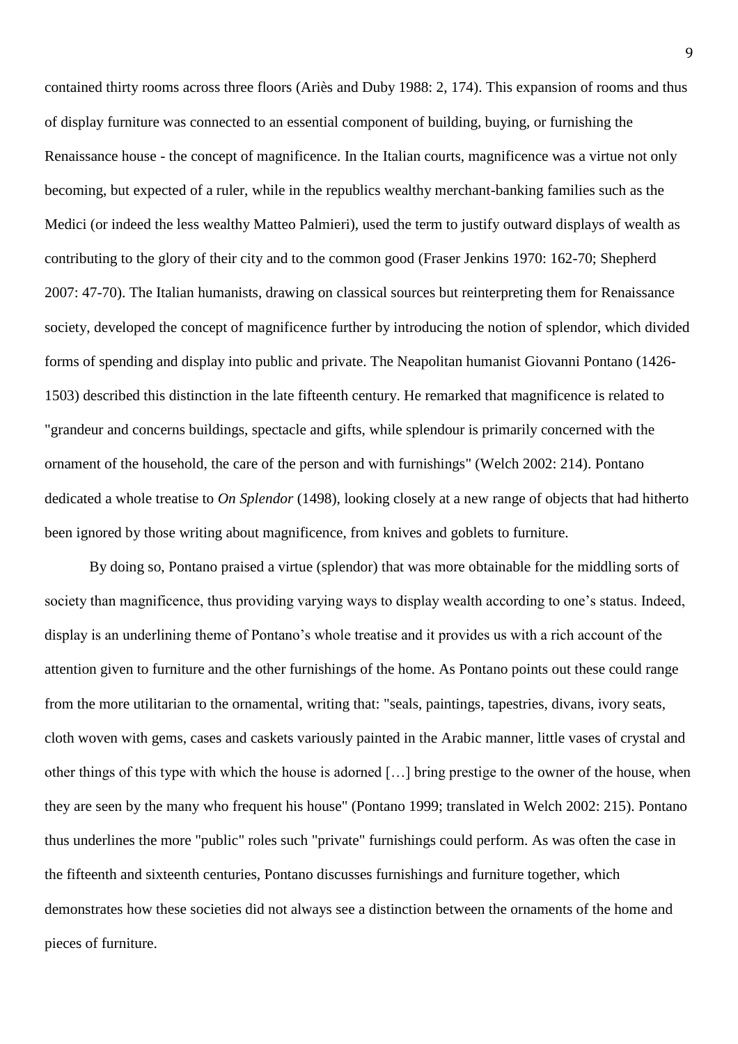contained thirty rooms across three floors (Ariès and Duby 1988: 2, 174). This expansion of rooms and thus of display furniture was connected to an essential component of building, buying, or furnishing the Renaissance house - the concept of magnificence. In the Italian courts, magnificence was a virtue not only becoming, but expected of a ruler, while in the republics wealthy merchant-banking families such as the Medici (or indeed the less wealthy Matteo Palmieri), used the term to justify outward displays of wealth as contributing to the glory of their city and to the common good (Fraser Jenkins 1970: 162-70; Shepherd 2007: 47-70). The Italian humanists, drawing on classical sources but reinterpreting them for Renaissance society, developed the concept of magnificence further by introducing the notion of splendor, which divided forms of spending and display into public and private. The Neapolitan humanist Giovanni Pontano (1426-1503) described this distinction in the late fifteenth century. He remarked that magnificence is related to "grandeur and concerns buildings, spectacle and gifts, while splendour is primarily concerned with the ornament of the household, the care of the person and with furnishings" (Welch 2002: 214). Pontano dedicated a whole treatise to *On Splendor* (1498), looking closely at a new range of objects that had hitherto been ignored by those writing about magnificence, from knives and goblets to furniture.

By doing so, Pontano praised a virtue (splendor) that was more obtainable for the middling sorts of society than magnificence, thus providing varying ways to display wealth according to one's status. Indeed, display is an underlining theme of Pontano's whole treatise and it provides us with a rich account of the attention given to furniture and the other furnishings of the home. As Pontano points out these could range from the more utilitarian to the ornamental, writing that: "seals, paintings, tapestries, divans, ivory seats, cloth woven with gems, cases and caskets variously painted in the Arabic manner, little vases of crystal and other things of this type with which the house is adorned […] bring prestige to the owner of the house, when they are seen by the many who frequent his house" (Pontano 1999; translated in Welch 2002: 215). Pontano thus underlines the more "public" roles such "private" furnishings could perform. As was often the case in the fifteenth and sixteenth centuries, Pontano discusses furnishings and furniture together, which demonstrates how these societies did not always see a distinction between the ornaments of the home and pieces of furniture.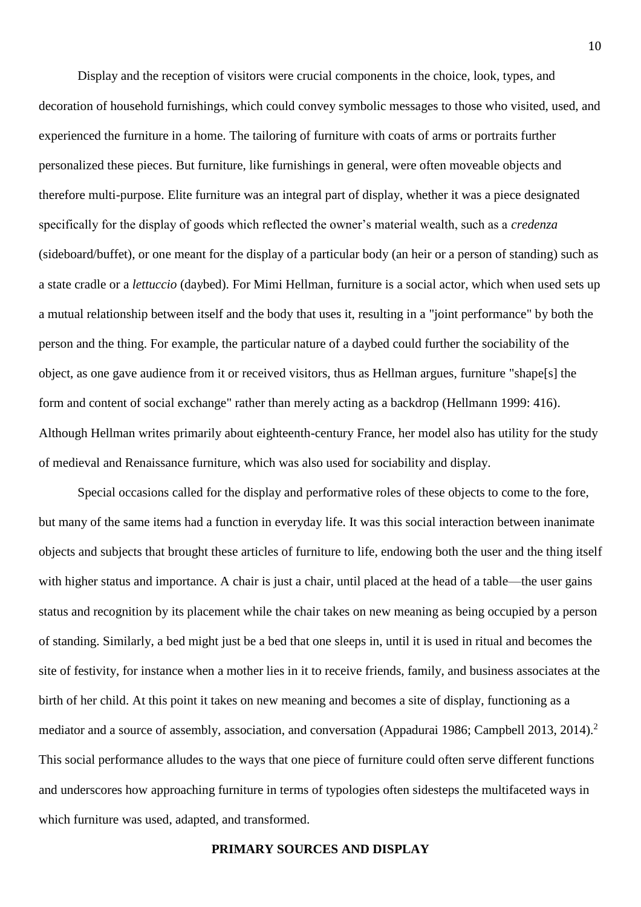Display and the reception of visitors were crucial components in the choice, look, types, and decoration of household furnishings, which could convey symbolic messages to those who visited, used, and experienced the furniture in a home. The tailoring of furniture with coats of arms or portraits further personalized these pieces. But furniture, like furnishings in general, were often moveable objects and therefore multi-purpose. Elite furniture was an integral part of display, whether it was a piece designated specifically for the display of goods which reflected the owner's material wealth, such as a *credenza* (sideboard/buffet), or one meant for the display of a particular body (an heir or a person of standing) such as a state cradle or a *lettuccio* (daybed). For Mimi Hellman, furniture is a social actor, which when used sets up a mutual relationship between itself and the body that uses it, resulting in a "joint performance" by both the person and the thing. For example, the particular nature of a daybed could further the sociability of the object, as one gave audience from it or received visitors, thus as Hellman argues, furniture "shape[s] the form and content of social exchange" rather than merely acting as a backdrop (Hellmann 1999: 416). Although Hellman writes primarily about eighteenth-century France, her model also has utility for the study of medieval and Renaissance furniture, which was also used for sociability and display.

Special occasions called for the display and performative roles of these objects to come to the fore, but many of the same items had a function in everyday life. It was this social interaction between inanimate objects and subjects that brought these articles of furniture to life, endowing both the user and the thing itself with higher status and importance. A chair is just a chair, until placed at the head of a table—the user gains status and recognition by its placement while the chair takes on new meaning as being occupied by a person of standing. Similarly, a bed might just be a bed that one sleeps in, until it is used in ritual and becomes the site of festivity, for instance when a mother lies in it to receive friends, family, and business associates at the birth of her child. At this point it takes on new meaning and becomes a site of display, functioning as a mediator and a source of assembly, association, and conversation (Appadurai 1986; Campbell 2013, 2014).[2] This social performance alludes to the ways that one piece of furniture could often serve different functions and underscores how approaching furniture in terms of typologies often sidesteps the multifaceted ways in which furniture was used, adapted, and transformed.

## PRIMARY SOURCES AND DISPLAY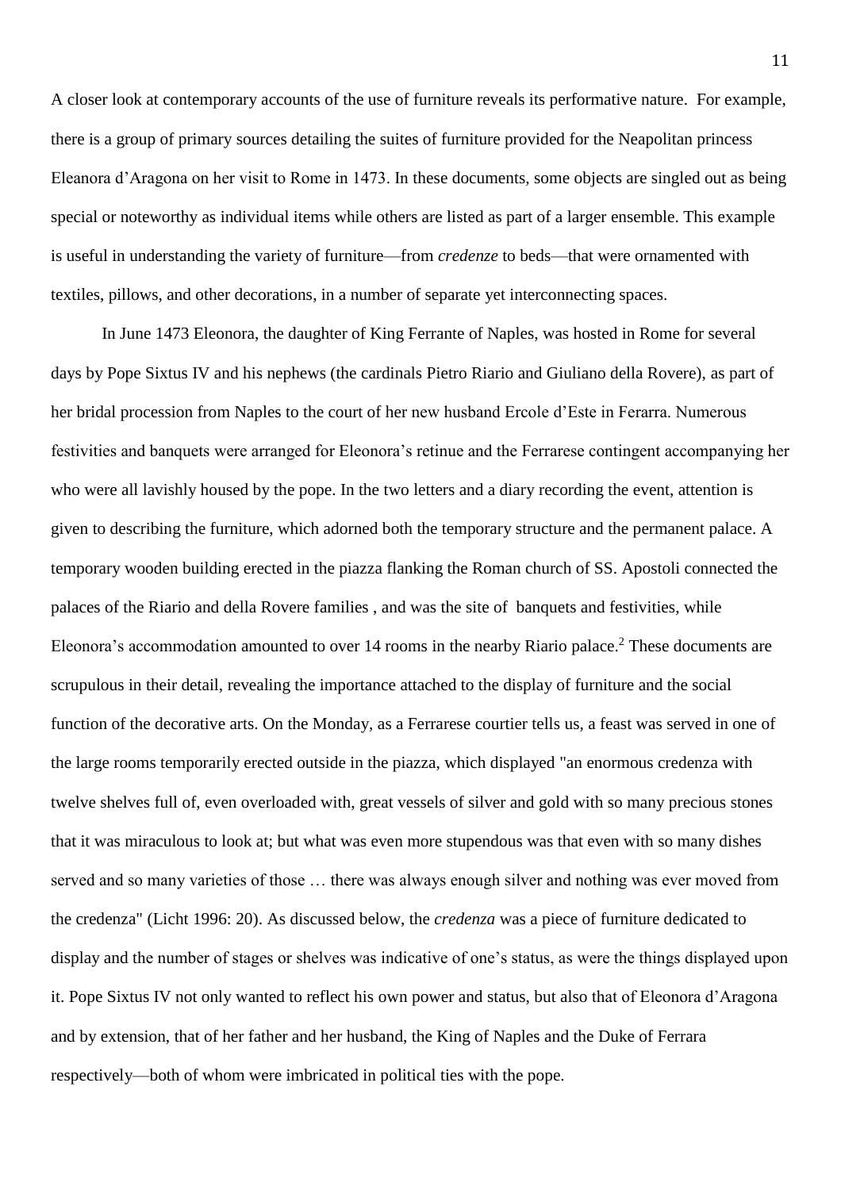A closer look at contemporary accounts of the use of furniture reveals its performative nature. For example, there is a group of primary sources detailing the suites of furniture provided for the Neapolitan princess Eleanora d'Aragona on her visit to Rome in 1473. In these documents, some objects are singled out as being special or noteworthy as individual items while others are listed as part of a larger ensemble. This example is useful in understanding the variety of furniture—from *credenze* to beds—that were ornamented with textiles, pillows, and other decorations, in a number of separate yet interconnecting spaces.

In June 1473 Eleonora, the daughter of King Ferrante of Naples, was hosted in Rome for several days by Pope Sixtus IV and his nephews (the cardinals Pietro Riario and Giuliano della Rovere), as part of her bridal procession from Naples to the court of her new husband Ercole d'Este in Ferarra. Numerous festivities and banquets were arranged for Eleonora's retinue and the Ferrarese contingent accompanying her who were all lavishly housed by the pope. In the two letters and a diary recording the event, attention is given to describing the furniture, which adorned both the temporary structure and the permanent palace. A temporary wooden building erected in the piazza flanking the Roman church of SS. Apostoli connected the palaces of the Riario and della Rovere families , and was the site of banquets and festivities, while Eleonora's accommodation amounted to over 14 rooms in the nearby Riario palace.[2] These documents are scrupulous in their detail, revealing the importance attached to the display of furniture and the social function of the decorative arts. On the Monday, as a Ferrarese courtier tells us, a feast was served in one of the large rooms temporarily erected outside in the piazza, which displayed "an enormous credenza with twelve shelves full of, even overloaded with, great vessels of silver and gold with so many precious stones that it was miraculous to look at; but what was even more stupendous was that even with so many dishes served and so many varieties of those … there was always enough silver and nothing was ever moved from the credenza" (Licht 1996: 20). As discussed below, the *credenza* was a piece of furniture dedicated to display and the number of stages or shelves was indicative of one's status, as were the things displayed upon it. Pope Sixtus IV not only wanted to reflect his own power and status, but also that of Eleonora d'Aragona and by extension, that of her father and her husband, the King of Naples and the Duke of Ferrara respectively—both of whom were imbricated in political ties with the pope.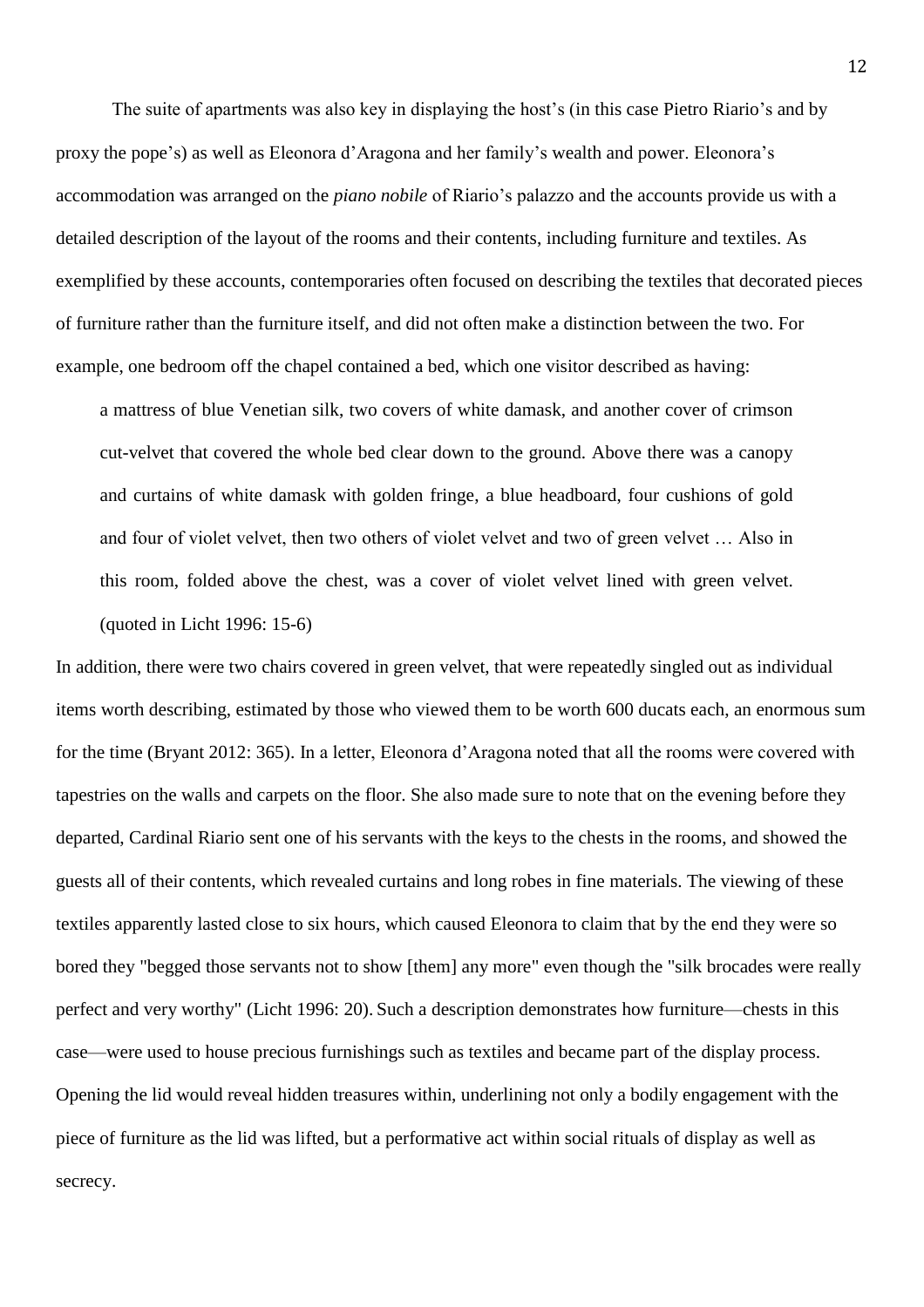The suite of apartments was also key in displaying the host's (in this case Pietro Riario's and by proxy the pope's) as well as Eleonora d'Aragona and her family's wealth and power. Eleonora's accommodation was arranged on the *piano nobile* of Riario's palazzo and the accounts provide us with a detailed description of the layout of the rooms and their contents, including furniture and textiles. As exemplified by these accounts, contemporaries often focused on describing the textiles that decorated pieces of furniture rather than the furniture itself, and did not often make a distinction between the two. For example, one bedroom off the chapel contained a bed, which one visitor described as having:

> a mattress of blue Venetian silk, two covers of white damask, and another cover of crimson cut-velvet that covered the whole bed clear down to the ground. Above there was a canopy and curtains of white damask with golden fringe, a blue headboard, four cushions of gold and four of violet velvet, then two others of violet velvet and two of green velvet … Also in this room, folded above the chest, was a cover of violet velvet lined with green velvet. (quoted in Licht 1996: 15-6)

In addition, there were two chairs covered in green velvet, that were repeatedly singled out as individual items worth describing, estimated by those who viewed them to be worth 600 ducats each, an enormous sum for the time (Bryant 2012: 365). In a letter, Eleonora d'Aragona noted that all the rooms were covered with tapestries on the walls and carpets on the floor. She also made sure to note that on the evening before they departed, Cardinal Riario sent one of his servants with the keys to the chests in the rooms, and showed the guests all of their contents, which revealed curtains and long robes in fine materials. The viewing of these textiles apparently lasted close to six hours, which caused Eleonora to claim that by the end they were so bored they "begged those servants not to show [them] any more" even though the "silk brocades were really perfect and very worthy" (Licht 1996: 20). Such a description demonstrates how furniture—chests in this case—were used to house precious furnishings such as textiles and became part of the display process. Opening the lid would reveal hidden treasures within, underlining not only a bodily engagement with the piece of furniture as the lid was lifted, but a performative act within social rituals of display as well as secrecy.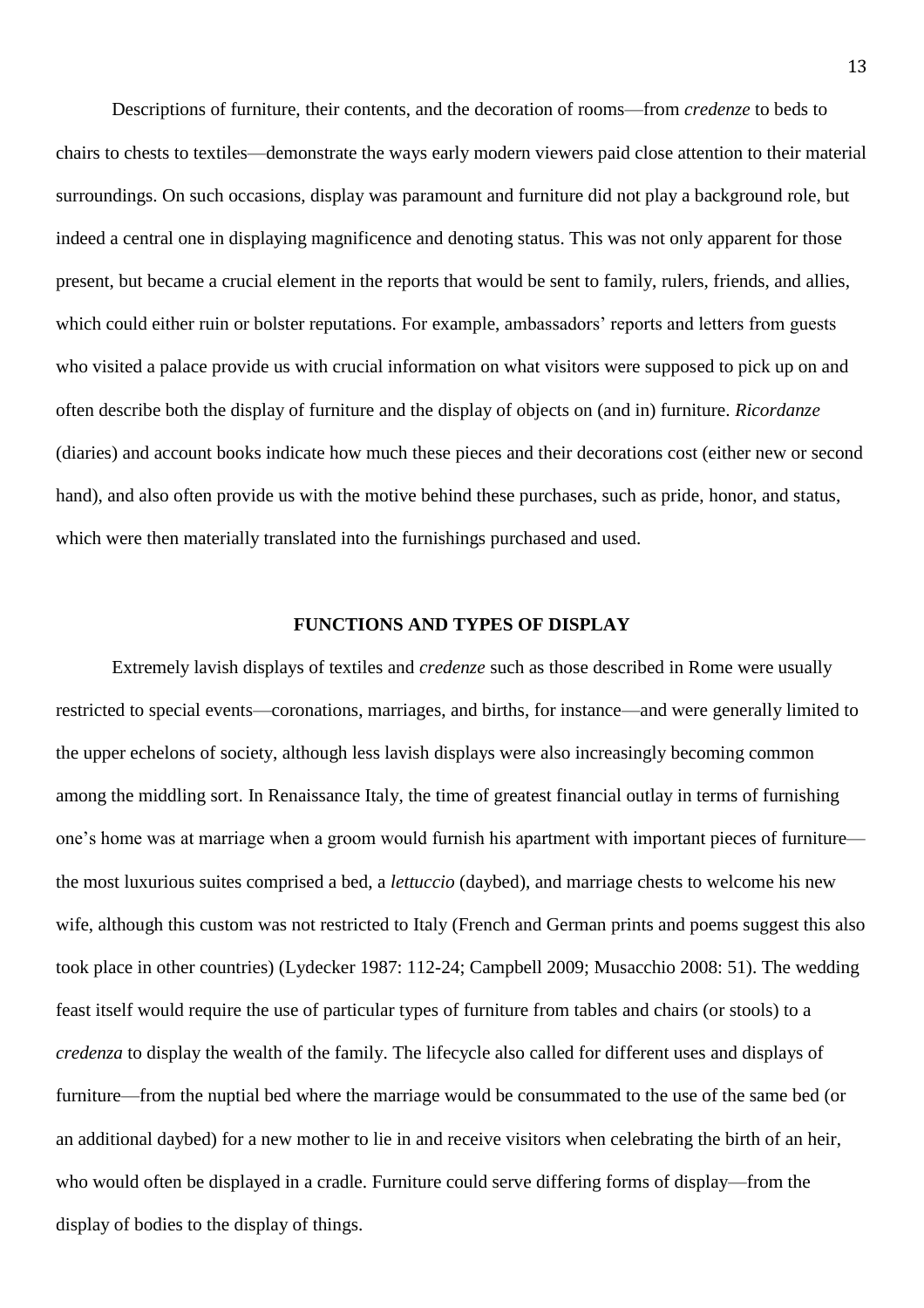Descriptions of furniture, their contents, and the decoration of rooms—from *credenze* to beds to chairs to chests to textiles—demonstrate the ways early modern viewers paid close attention to their material surroundings. On such occasions, display was paramount and furniture did not play a background role, but indeed a central one in displaying magnificence and denoting status. This was not only apparent for those present, but became a crucial element in the reports that would be sent to family, rulers, friends, and allies, which could either ruin or bolster reputations. For example, ambassadors' reports and letters from guests who visited a palace provide us with crucial information on what visitors were supposed to pick up on and often describe both the display of furniture and the display of objects on (and in) furniture. *Ricordanze* (diaries) and account books indicate how much these pieces and their decorations cost (either new or second hand), and also often provide us with the motive behind these purchases, such as pride, honor, and status, which were then materially translated into the furnishings purchased and used.

## FUNCTIONS AND TYPES OF DISPLAY

Extremely lavish displays of textiles and *credenze* such as those described in Rome were usually restricted to special events—coronations, marriages, and births, for instance—and were generally limited to the upper echelons of society, although less lavish displays were also increasingly becoming common among the middling sort. In Renaissance Italy, the time of greatest financial outlay in terms of furnishing one's home was at marriage when a groom would furnish his apartment with important pieces of furniture—the most luxurious suites comprised a bed, a *lettuccio* (daybed), and marriage chests to welcome his new wife, although this custom was not restricted to Italy (French and German prints and poems suggest this also took place in other countries) (Lydecker 1987: 112-24; Campbell 2009; Musacchio 2008: 51). The wedding feast itself would require the use of particular types of furniture from tables and chairs (or stools) to a *credenza* to display the wealth of the family. The lifecycle also called for different uses and displays of furniture—from the nuptial bed where the marriage would be consummated to the use of the same bed (or an additional daybed) for a new mother to lie in and receive visitors when celebrating the birth of an heir, who would often be displayed in a cradle. Furniture could serve differing forms of display—from the display of bodies to the display of things.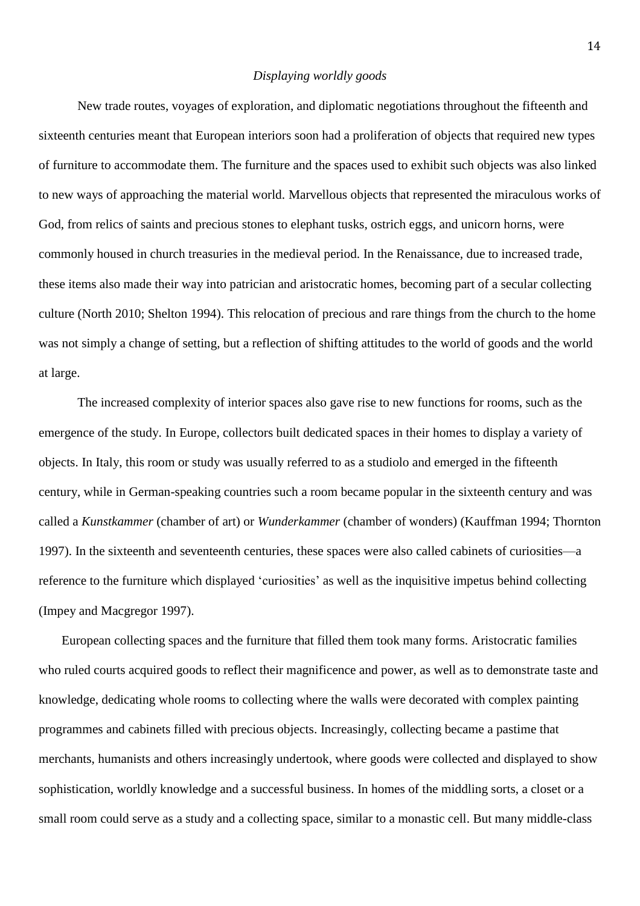*Displaying worldly goods*

New trade routes, voyages of exploration, and diplomatic negotiations throughout the fifteenth and sixteenth centuries meant that European interiors soon had a proliferation of objects that required new types of furniture to accommodate them. The furniture and the spaces used to exhibit such objects was also linked to new ways of approaching the material world. Marvellous objects that represented the miraculous works of God, from relics of saints and precious stones to elephant tusks, ostrich eggs, and unicorn horns, were commonly housed in church treasuries in the medieval period. In the Renaissance, due to increased trade, these items also made their way into patrician and aristocratic homes, becoming part of a secular collecting culture (North 2010; Shelton 1994). This relocation of precious and rare things from the church to the home was not simply a change of setting, but a reflection of shifting attitudes to the world of goods and the world at large.

The increased complexity of interior spaces also gave rise to new functions for rooms, such as the emergence of the study. In Europe, collectors built dedicated spaces in their homes to display a variety of objects. In Italy, this room or study was usually referred to as a studiolo and emerged in the fifteenth century, while in German-speaking countries such a room became popular in the sixteenth century and was called a *Kunstkammer* (chamber of art) or *Wunderkammer* (chamber of wonders) (Kauffman 1994; Thornton 1997). In the sixteenth and seventeenth centuries, these spaces were also called cabinets of curiosities—a reference to the furniture which displayed 'curiosities' as well as the inquisitive impetus behind collecting (Impey and Macgregor 1997).

European collecting spaces and the furniture that filled them took many forms. Aristocratic families who ruled courts acquired goods to reflect their magnificence and power, as well as to demonstrate taste and knowledge, dedicating whole rooms to collecting where the walls were decorated with complex painting programmes and cabinets filled with precious objects. Increasingly, collecting became a pastime that merchants, humanists and others increasingly undertook, where goods were collected and displayed to show sophistication, worldly knowledge and a successful business. In homes of the middling sorts, a closet or a small room could serve as a study and a collecting space, similar to a monastic cell. But many middle-class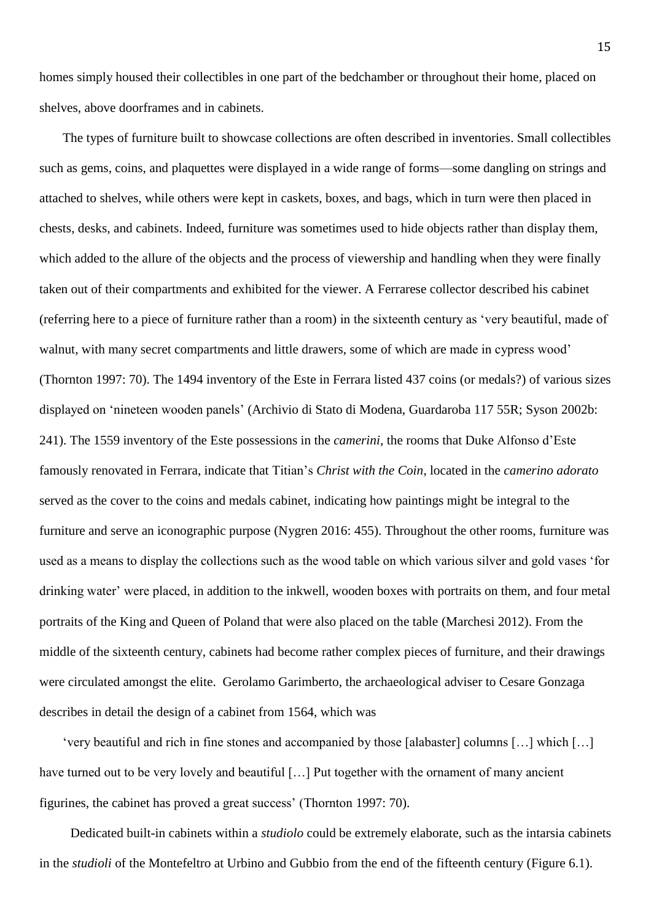homes simply housed their collectibles in one part of the bedchamber or throughout their home, placed on shelves, above doorframes and in cabinets.

The types of furniture built to showcase collections are often described in inventories. Small collectibles such as gems, coins, and plaquettes were displayed in a wide range of forms—some dangling on strings and attached to shelves, while others were kept in caskets, boxes, and bags, which in turn were then placed in chests, desks, and cabinets. Indeed, furniture was sometimes used to hide objects rather than display them, which added to the allure of the objects and the process of viewership and handling when they were finally taken out of their compartments and exhibited for the viewer. A Ferrarese collector described his cabinet (referring here to a piece of furniture rather than a room) in the sixteenth century as 'very beautiful, made of walnut, with many secret compartments and little drawers, some of which are made in cypress wood' (Thornton 1997: 70). The 1494 inventory of the Este in Ferrara listed 437 coins (or medals?) of various sizes displayed on 'nineteen wooden panels' (Archivio di Stato di Modena, Guardaroba 117 55R; Syson 2002b: 241). The 1559 inventory of the Este possessions in the *camerini*, the rooms that Duke Alfonso d'Este famously renovated in Ferrara, indicate that Titian's *Christ with the Coin*, located in the *camerino adorato* served as the cover to the coins and medals cabinet, indicating how paintings might be integral to the furniture and serve an iconographic purpose (Nygren 2016: 455). Throughout the other rooms, furniture was used as a means to display the collections such as the wood table on which various silver and gold vases 'for drinking water' were placed, in addition to the inkwell, wooden boxes with portraits on them, and four metal portraits of the King and Queen of Poland that were also placed on the table (Marchesi 2012). From the middle of the sixteenth century, cabinets had become rather complex pieces of furniture, and their drawings were circulated amongst the elite. Gerolamo Garimberto, the archaeological adviser to Cesare Gonzaga describes in detail the design of a cabinet from 1564, which was

'very beautiful and rich in fine stones and accompanied by those [alabaster] columns […] which […] have turned out to be very lovely and beautiful […] Put together with the ornament of many ancient figurines, the cabinet has proved a great success' (Thornton 1997: 70).

Dedicated built-in cabinets within a *studiolo* could be extremely elaborate, such as the intarsia cabinets in the *studioli* of the Montefeltro at Urbino and Gubbio from the end of the fifteenth century (Figure 6.1).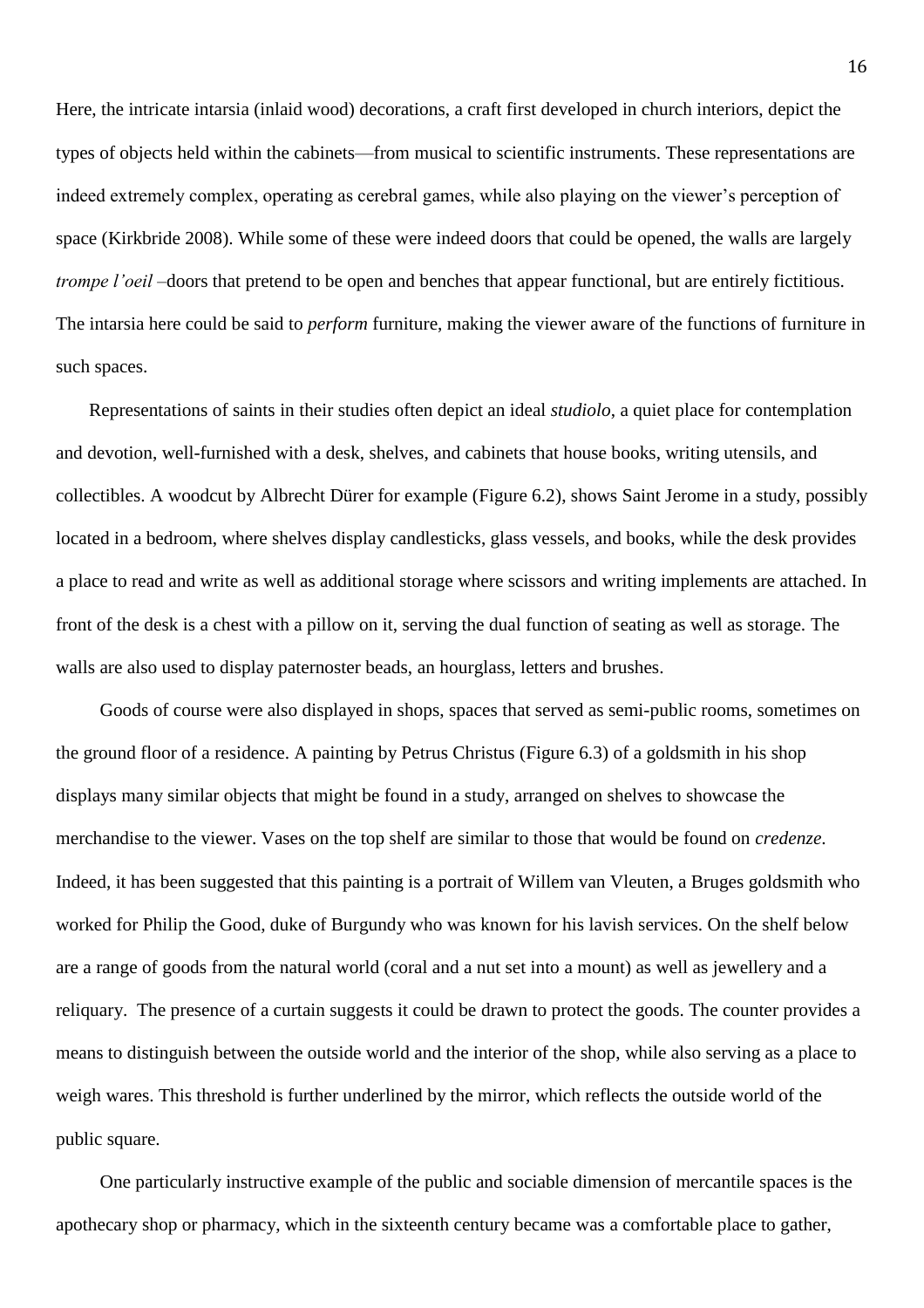Here, the intricate intarsia (inlaid wood) decorations, a craft first developed in church interiors, depict the types of objects held within the cabinets—from musical to scientific instruments. These representations are indeed extremely complex, operating as cerebral games, while also playing on the viewer's perception of space (Kirkbride 2008). While some of these were indeed doors that could be opened, the walls are largely *trompe l'oeil* –doors that pretend to be open and benches that appear functional, but are entirely fictitious. The intarsia here could be said to *perform* furniture, making the viewer aware of the functions of furniture in such spaces.

Representations of saints in their studies often depict an ideal *studiolo*, a quiet place for contemplation and devotion, well-furnished with a desk, shelves, and cabinets that house books, writing utensils, and collectibles. A woodcut by Albrecht Dürer for example (Figure 6.2), shows Saint Jerome in a study, possibly located in a bedroom, where shelves display candlesticks, glass vessels, and books, while the desk provides a place to read and write as well as additional storage where scissors and writing implements are attached. In front of the desk is a chest with a pillow on it, serving the dual function of seating as well as storage. The walls are also used to display paternoster beads, an hourglass, letters and brushes.

Goods of course were also displayed in shops, spaces that served as semi-public rooms, sometimes on the ground floor of a residence. A painting by Petrus Christus (Figure 6.3) of a goldsmith in his shop displays many similar objects that might be found in a study, arranged on shelves to showcase the merchandise to the viewer. Vases on the top shelf are similar to those that would be found on *credenze*. Indeed, it has been suggested that this painting is a portrait of Willem van Vleuten, a Bruges goldsmith who worked for Philip the Good, duke of Burgundy who was known for his lavish services. On the shelf below are a range of goods from the natural world (coral and a nut set into a mount) as well as jewellery and a reliquary. The presence of a curtain suggests it could be drawn to protect the goods. The counter provides a means to distinguish between the outside world and the interior of the shop, while also serving as a place to weigh wares. This threshold is further underlined by the mirror, which reflects the outside world of the public square.

One particularly instructive example of the public and sociable dimension of mercantile spaces is the apothecary shop or pharmacy, which in the sixteenth century became was a comfortable place to gather,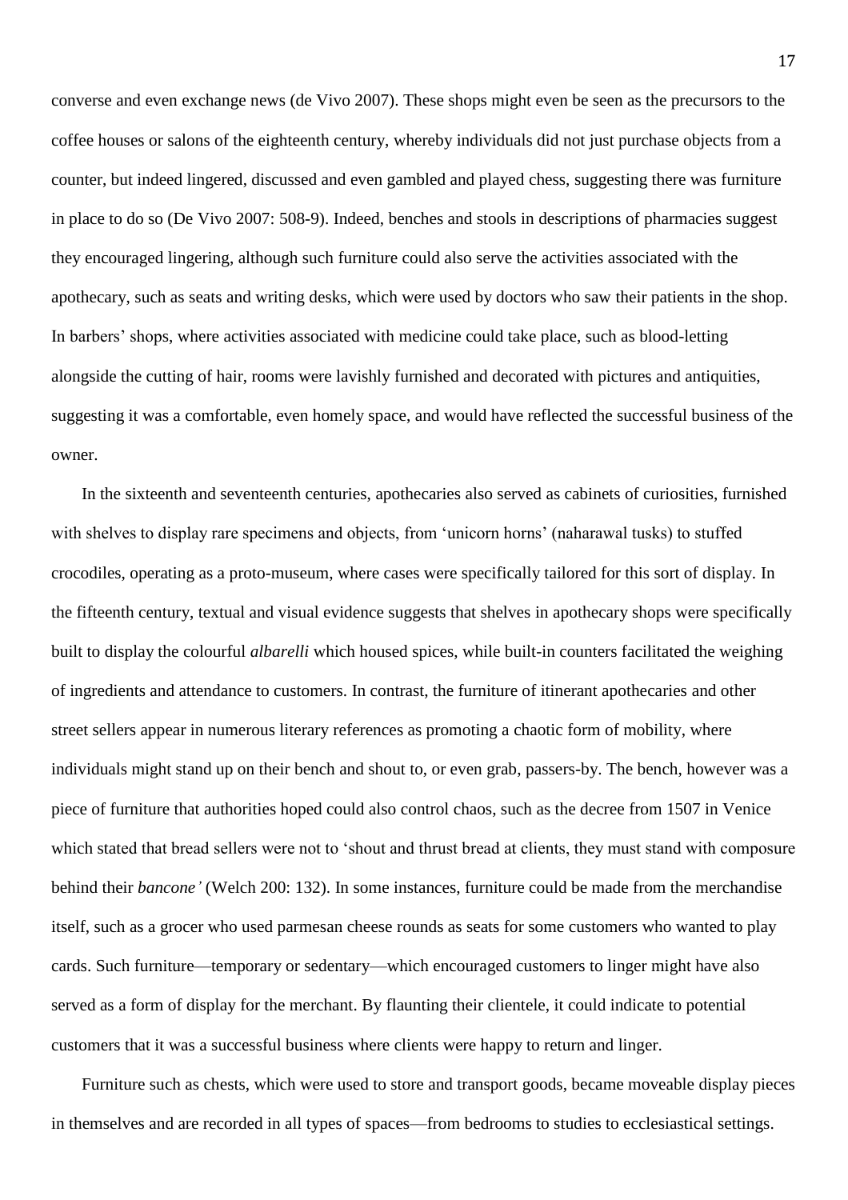converse and even exchange news (de Vivo 2007). These shops might even be seen as the precursors to the coffee houses or salons of the eighteenth century, whereby individuals did not just purchase objects from a counter, but indeed lingered, discussed and even gambled and played chess, suggesting there was furniture in place to do so (De Vivo 2007: 508-9). Indeed, benches and stools in descriptions of pharmacies suggest they encouraged lingering, although such furniture could also serve the activities associated with the apothecary, such as seats and writing desks, which were used by doctors who saw their patients in the shop. In barbers' shops, where activities associated with medicine could take place, such as blood-letting alongside the cutting of hair, rooms were lavishly furnished and decorated with pictures and antiquities, suggesting it was a comfortable, even homely space, and would have reflected the successful business of the owner.

In the sixteenth and seventeenth centuries, apothecaries also served as cabinets of curiosities, furnished with shelves to display rare specimens and objects, from 'unicorn horns' (naharawal tusks) to stuffed crocodiles, operating as a proto-museum, where cases were specifically tailored for this sort of display. In the fifteenth century, textual and visual evidence suggests that shelves in apothecary shops were specifically built to display the colourful *albarelli* which housed spices, while built-in counters facilitated the weighing of ingredients and attendance to customers. In contrast, the furniture of itinerant apothecaries and other street sellers appear in numerous literary references as promoting a chaotic form of mobility, where individuals might stand up on their bench and shout to, or even grab, passers-by. The bench, however was a piece of furniture that authorities hoped could also control chaos, such as the decree from 1507 in Venice which stated that bread sellers were not to 'shout and thrust bread at clients, they must stand with composure behind their *bancone'* (Welch 200: 132). In some instances, furniture could be made from the merchandise itself, such as a grocer who used parmesan cheese rounds as seats for some customers who wanted to play cards. Such furniture—temporary or sedentary—which encouraged customers to linger might have also served as a form of display for the merchant. By flaunting their clientele, it could indicate to potential customers that it was a successful business where clients were happy to return and linger.

Furniture such as chests, which were used to store and transport goods, became moveable display pieces in themselves and are recorded in all types of spaces—from bedrooms to studies to ecclesiastical settings.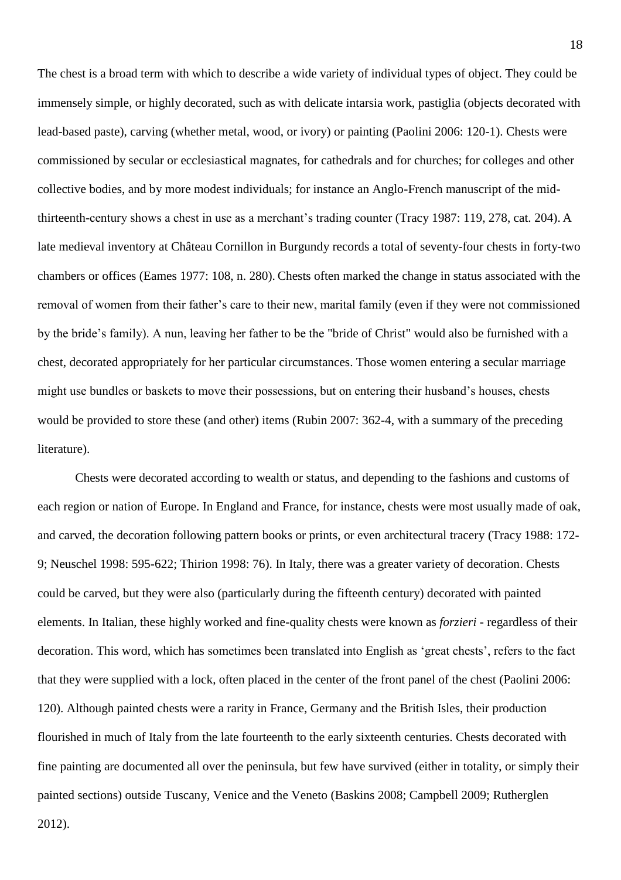The chest is a broad term with which to describe a wide variety of individual types of object. They could be immensely simple, or highly decorated, such as with delicate intarsia work, pastiglia (objects decorated with lead-based paste), carving (whether metal, wood, or ivory) or painting (Paolini 2006: 120-1). Chests were commissioned by secular or ecclesiastical magnates, for cathedrals and for churches; for colleges and other collective bodies, and by more modest individuals; for instance an Anglo-French manuscript of the mid-thirteenth-century shows a chest in use as a merchant's trading counter (Tracy 1987: 119, 278, cat. 204). A late medieval inventory at Château Cornillon in Burgundy records a total of seventy-four chests in forty-two chambers or offices (Eames 1977: 108, n. 280). Chests often marked the change in status associated with the removal of women from their father's care to their new, marital family (even if they were not commissioned by the bride's family). A nun, leaving her father to be the "bride of Christ" would also be furnished with a chest, decorated appropriately for her particular circumstances. Those women entering a secular marriage might use bundles or baskets to move their possessions, but on entering their husband's houses, chests would be provided to store these (and other) items (Rubin 2007: 362-4, with a summary of the preceding literature).

Chests were decorated according to wealth or status, and depending to the fashions and customs of each region or nation of Europe. In England and France, for instance, chests were most usually made of oak, and carved, the decoration following pattern books or prints, or even architectural tracery (Tracy 1988: 172-9; Neuschel 1998: 595-622; Thirion 1998: 76). In Italy, there was a greater variety of decoration. Chests could be carved, but they were also (particularly during the fifteenth century) decorated with painted elements. In Italian, these highly worked and fine-quality chests were known as *forzieri* - regardless of their decoration. This word, which has sometimes been translated into English as 'great chests', refers to the fact that they were supplied with a lock, often placed in the center of the front panel of the chest (Paolini 2006: 120). Although painted chests were a rarity in France, Germany and the British Isles, their production flourished in much of Italy from the late fourteenth to the early sixteenth centuries. Chests decorated with fine painting are documented all over the peninsula, but few have survived (either in totality, or simply their painted sections) outside Tuscany, Venice and the Veneto (Baskins 2008; Campbell 2009; Rutherglen 2012).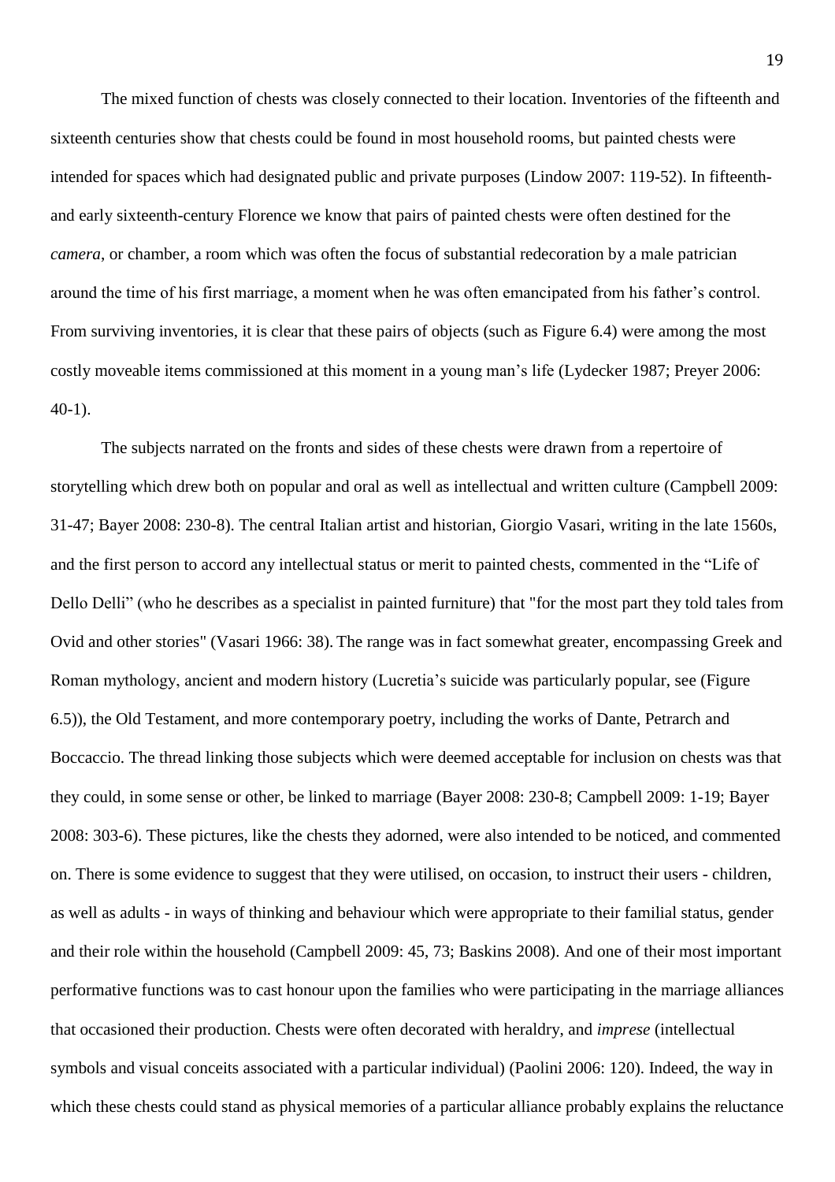The mixed function of chests was closely connected to their location. Inventories of the fifteenth and sixteenth centuries show that chests could be found in most household rooms, but painted chests were intended for spaces which had designated public and private purposes (Lindow 2007: 119-52). In fifteenth- and early sixteenth-century Florence we know that pairs of painted chests were often destined for the *camera*, or chamber, a room which was often the focus of substantial redecoration by a male patrician around the time of his first marriage, a moment when he was often emancipated from his father's control. From surviving inventories, it is clear that these pairs of objects (such as Figure 6.4) were among the most costly moveable items commissioned at this moment in a young man's life (Lydecker 1987; Preyer 2006: 40-1).

The subjects narrated on the fronts and sides of these chests were drawn from a repertoire of storytelling which drew both on popular and oral as well as intellectual and written culture (Campbell 2009: 31-47; Bayer 2008: 230-8). The central Italian artist and historian, Giorgio Vasari, writing in the late 1560s, and the first person to accord any intellectual status or merit to painted chests, commented in the "Life of Dello Delli" (who he describes as a specialist in painted furniture) that "for the most part they told tales from Ovid and other stories" (Vasari 1966: 38). The range was in fact somewhat greater, encompassing Greek and Roman mythology, ancient and modern history (Lucretia's suicide was particularly popular, see (Figure 6.5)), the Old Testament, and more contemporary poetry, including the works of Dante, Petrarch and Boccaccio. The thread linking those subjects which were deemed acceptable for inclusion on chests was that they could, in some sense or other, be linked to marriage (Bayer 2008: 230-8; Campbell 2009: 1-19; Bayer 2008: 303-6). These pictures, like the chests they adorned, were also intended to be noticed, and commented on. There is some evidence to suggest that they were utilised, on occasion, to instruct their users - children, as well as adults - in ways of thinking and behaviour which were appropriate to their familial status, gender and their role within the household (Campbell 2009: 45, 73; Baskins 2008). And one of their most important performative functions was to cast honour upon the families who were participating in the marriage alliances that occasioned their production. Chests were often decorated with heraldry, and *imprese* (intellectual symbols and visual conceits associated with a particular individual) (Paolini 2006: 120). Indeed, the way in which these chests could stand as physical memories of a particular alliance probably explains the reluctance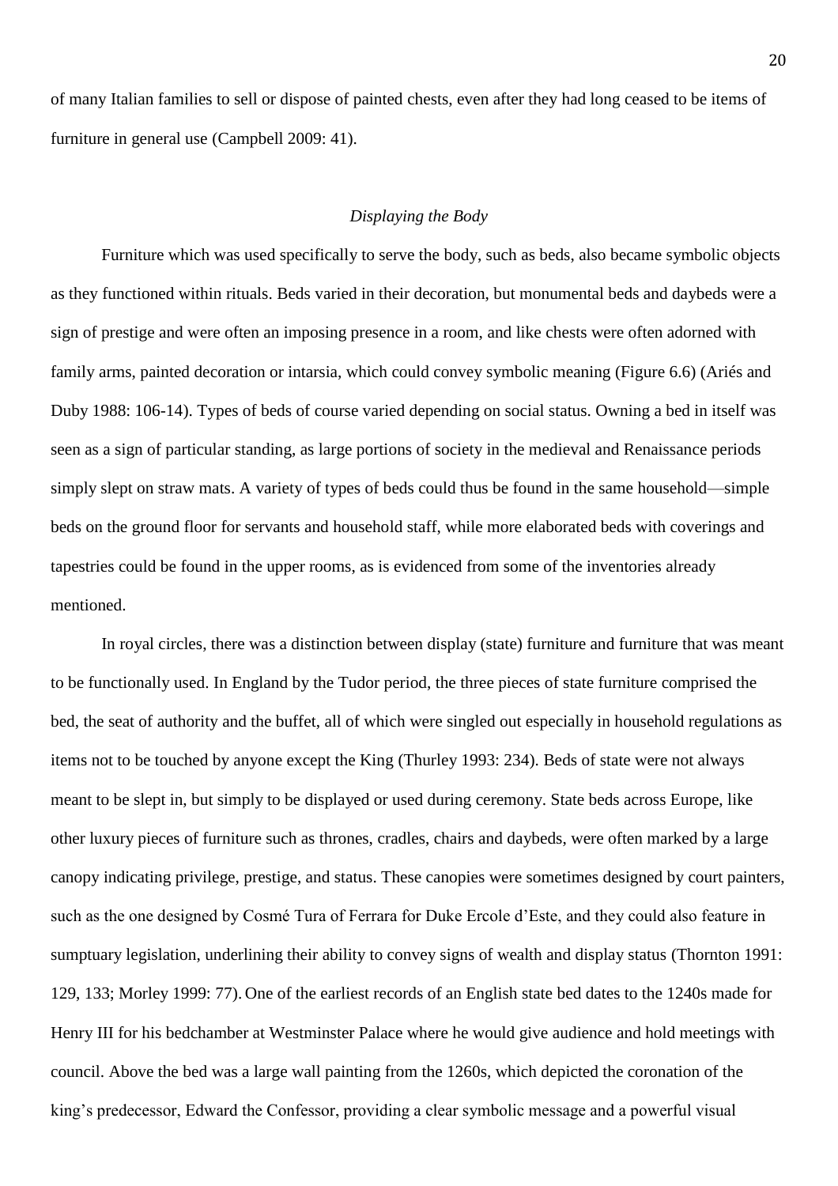of many Italian families to sell or dispose of painted chests, even after they had long ceased to be items of furniture in general use (Campbell 2009: 41).

### *Displaying the Body*

Furniture which was used specifically to serve the body, such as beds, also became symbolic objects as they functioned within rituals. Beds varied in their decoration, but monumental beds and daybeds were a sign of prestige and were often an imposing presence in a room, and like chests were often adorned with family arms, painted decoration or intarsia, which could convey symbolic meaning (Figure 6.6) (Ariés and Duby 1988: 106-14). Types of beds of course varied depending on social status. Owning a bed in itself was seen as a sign of particular standing, as large portions of society in the medieval and Renaissance periods simply slept on straw mats. A variety of types of beds could thus be found in the same household—simple beds on the ground floor for servants and household staff, while more elaborated beds with coverings and tapestries could be found in the upper rooms, as is evidenced from some of the inventories already mentioned.

In royal circles, there was a distinction between display (state) furniture and furniture that was meant to be functionally used. In England by the Tudor period, the three pieces of state furniture comprised the bed, the seat of authority and the buffet, all of which were singled out especially in household regulations as items not to be touched by anyone except the King (Thurley 1993: 234). Beds of state were not always meant to be slept in, but simply to be displayed or used during ceremony. State beds across Europe, like other luxury pieces of furniture such as thrones, cradles, chairs and daybeds, were often marked by a large canopy indicating privilege, prestige, and status. These canopies were sometimes designed by court painters, such as the one designed by Cosmé Tura of Ferrara for Duke Ercole d'Este, and they could also feature in sumptuary legislation, underlining their ability to convey signs of wealth and display status (Thornton 1991: 129, 133; Morley 1999: 77). One of the earliest records of an English state bed dates to the 1240s made for Henry III for his bedchamber at Westminster Palace where he would give audience and hold meetings with council. Above the bed was a large wall painting from the 1260s, which depicted the coronation of the king's predecessor, Edward the Confessor, providing a clear symbolic message and a powerful visual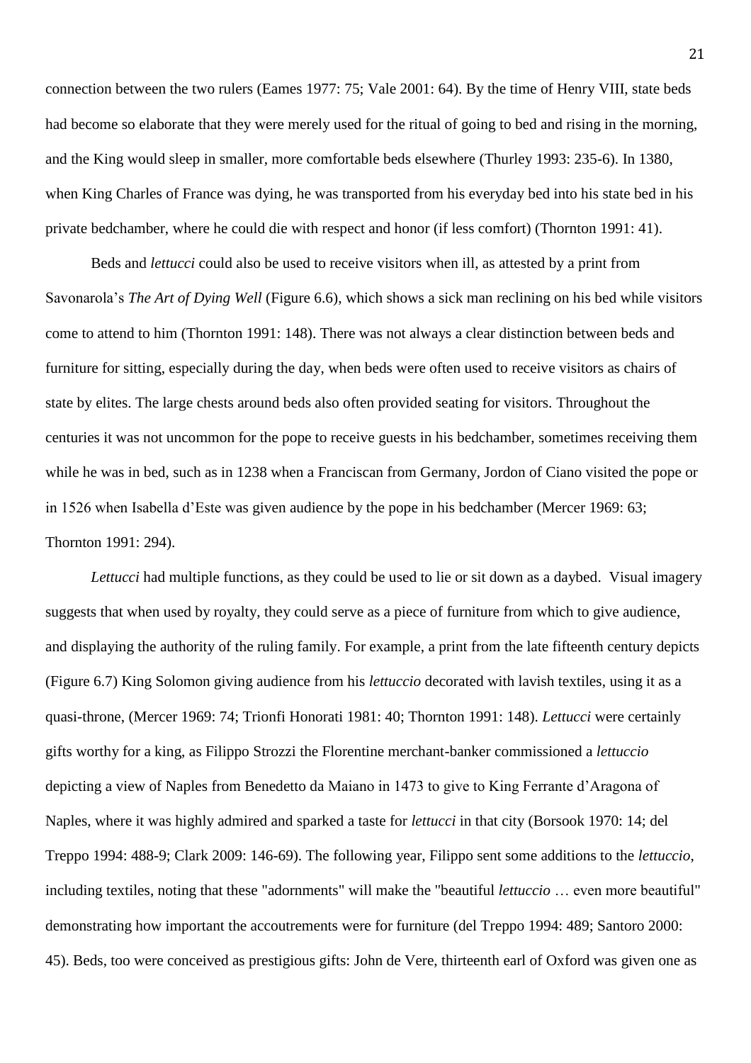connection between the two rulers (Eames 1977: 75; Vale 2001: 64). By the time of Henry VIII, state beds had become so elaborate that they were merely used for the ritual of going to bed and rising in the morning, and the King would sleep in smaller, more comfortable beds elsewhere (Thurley 1993: 235-6). In 1380, when King Charles of France was dying, he was transported from his everyday bed into his state bed in his private bedchamber, where he could die with respect and honor (if less comfort) (Thornton 1991: 41).

Beds and *lettucci* could also be used to receive visitors when ill, as attested by a print from Savonarola's *The Art of Dying Well* (Figure 6.6), which shows a sick man reclining on his bed while visitors come to attend to him (Thornton 1991: 148). There was not always a clear distinction between beds and furniture for sitting, especially during the day, when beds were often used to receive visitors as chairs of state by elites. The large chests around beds also often provided seating for visitors. Throughout the centuries it was not uncommon for the pope to receive guests in his bedchamber, sometimes receiving them while he was in bed, such as in 1238 when a Franciscan from Germany, Jordon of Ciano visited the pope or in 1526 when Isabella d'Este was given audience by the pope in his bedchamber (Mercer 1969: 63; Thornton 1991: 294).

*Lettucci* had multiple functions, as they could be used to lie or sit down as a daybed. Visual imagery suggests that when used by royalty, they could serve as a piece of furniture from which to give audience, and displaying the authority of the ruling family. For example, a print from the late fifteenth century depicts (Figure 6.7) King Solomon giving audience from his *lettuccio* decorated with lavish textiles, using it as a quasi-throne, (Mercer 1969: 74; Trionfi Honorati 1981: 40; Thornton 1991: 148). *Lettucci* were certainly gifts worthy for a king, as Filippo Strozzi the Florentine merchant-banker commissioned a *lettuccio* depicting a view of Naples from Benedetto da Maiano in 1473 to give to King Ferrante d'Aragona of Naples, where it was highly admired and sparked a taste for *lettucci* in that city (Borsook 1970: 14; del Treppo 1994: 488-9; Clark 2009: 146-69). The following year, Filippo sent some additions to the *lettuccio*, including textiles, noting that these "adornments" will make the "beautiful *lettuccio* … even more beautiful" demonstrating how important the accoutrements were for furniture (del Treppo 1994: 489; Santoro 2000: 45). Beds, too were conceived as prestigious gifts: John de Vere, thirteenth earl of Oxford was given one as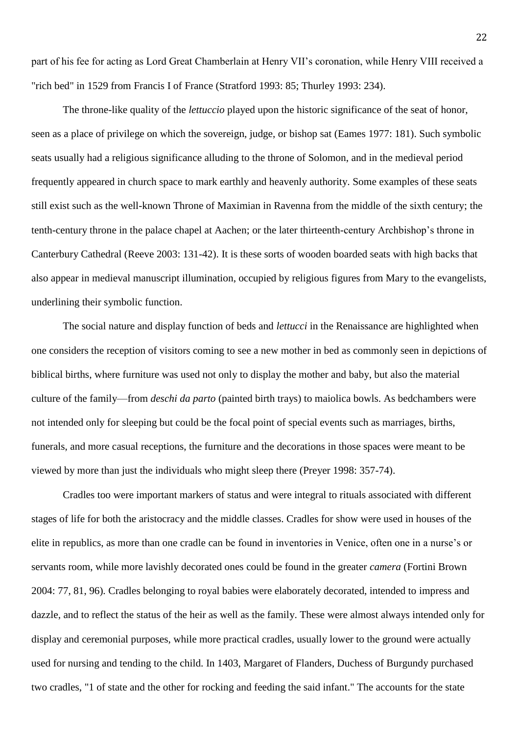part of his fee for acting as Lord Great Chamberlain at Henry VII's coronation, while Henry VIII received a "rich bed" in 1529 from Francis I of France (Stratford 1993: 85; Thurley 1993: 234).

The throne-like quality of the *lettuccio* played upon the historic significance of the seat of honor, seen as a place of privilege on which the sovereign, judge, or bishop sat (Eames 1977: 181). Such symbolic seats usually had a religious significance alluding to the throne of Solomon, and in the medieval period frequently appeared in church space to mark earthly and heavenly authority. Some examples of these seats still exist such as the well-known Throne of Maximian in Ravenna from the middle of the sixth century; the tenth-century throne in the palace chapel at Aachen; or the later thirteenth-century Archbishop's throne in Canterbury Cathedral (Reeve 2003: 131-42). It is these sorts of wooden boarded seats with high backs that also appear in medieval manuscript illumination, occupied by religious figures from Mary to the evangelists, underlining their symbolic function.

The social nature and display function of beds and *lettucci* in the Renaissance are highlighted when one considers the reception of visitors coming to see a new mother in bed as commonly seen in depictions of biblical births, where furniture was used not only to display the mother and baby, but also the material culture of the family—from *deschi da parto* (painted birth trays) to maiolica bowls. As bedchambers were not intended only for sleeping but could be the focal point of special events such as marriages, births, funerals, and more casual receptions, the furniture and the decorations in those spaces were meant to be viewed by more than just the individuals who might sleep there (Preyer 1998: 357-74).

Cradles too were important markers of status and were integral to rituals associated with different stages of life for both the aristocracy and the middle classes. Cradles for show were used in houses of the elite in republics, as more than one cradle can be found in inventories in Venice, often one in a nurse's or servants room, while more lavishly decorated ones could be found in the greater *camera* (Fortini Brown 2004: 77, 81, 96). Cradles belonging to royal babies were elaborately decorated, intended to impress and dazzle, and to reflect the status of the heir as well as the family. These were almost always intended only for display and ceremonial purposes, while more practical cradles, usually lower to the ground were actually used for nursing and tending to the child. In 1403, Margaret of Flanders, Duchess of Burgundy purchased two cradles, "1 of state and the other for rocking and feeding the said infant." The accounts for the state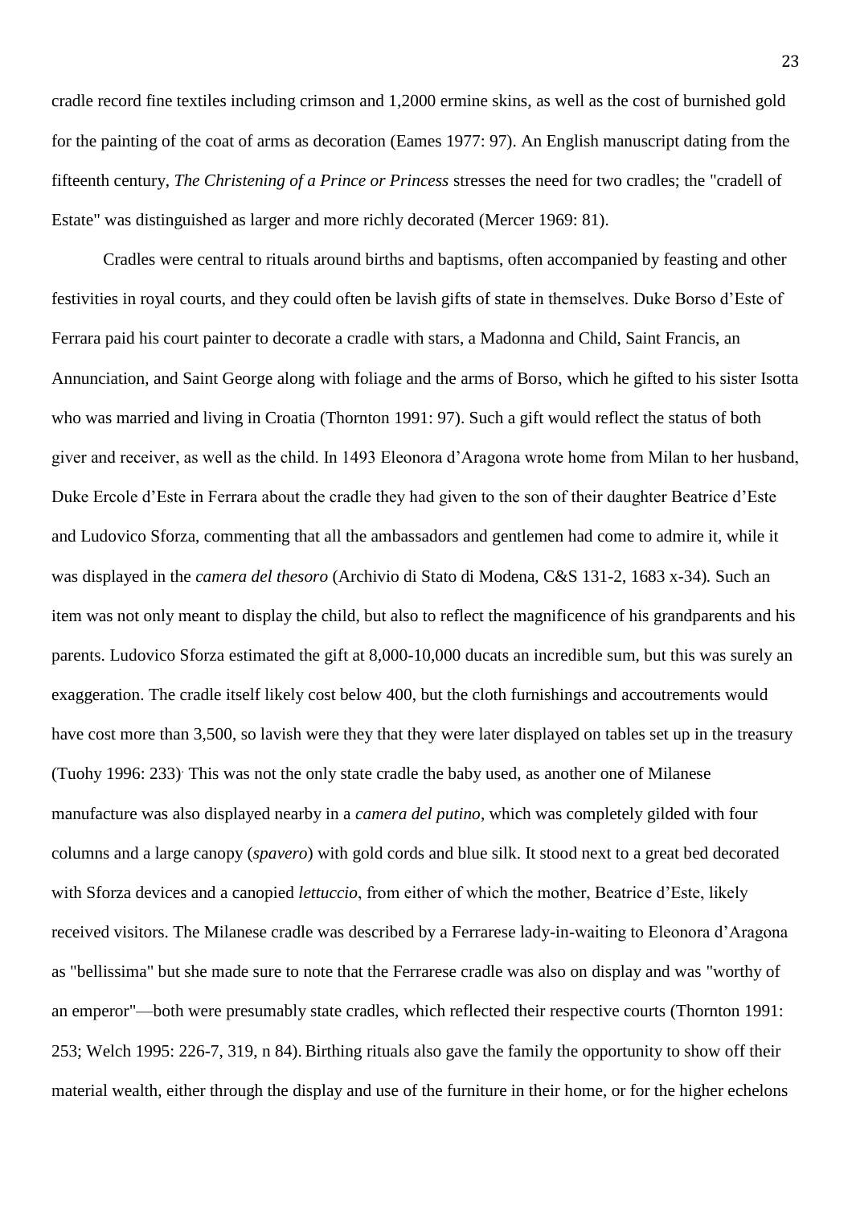cradle record fine textiles including crimson and 1,2000 ermine skins, as well as the cost of burnished gold for the painting of the coat of arms as decoration (Eames 1977: 97). An English manuscript dating from the fifteenth century, *The Christening of a Prince or Princess* stresses the need for two cradles; the "cradell of Estate" was distinguished as larger and more richly decorated (Mercer 1969: 81).

Cradles were central to rituals around births and baptisms, often accompanied by feasting and other festivities in royal courts, and they could often be lavish gifts of state in themselves. Duke Borso d'Este of Ferrara paid his court painter to decorate a cradle with stars, a Madonna and Child, Saint Francis, an Annunciation, and Saint George along with foliage and the arms of Borso, which he gifted to his sister Isotta who was married and living in Croatia (Thornton 1991: 97). Such a gift would reflect the status of both giver and receiver, as well as the child. In 1493 Eleonora d'Aragona wrote home from Milan to her husband, Duke Ercole d'Este in Ferrara about the cradle they had given to the son of their daughter Beatrice d'Este and Ludovico Sforza, commenting that all the ambassadors and gentlemen had come to admire it, while it was displayed in the *camera del thesoro* (Archivio di Stato di Modena, C&S 131-2, 1683 x-34). Such an item was not only meant to display the child, but also to reflect the magnificence of his grandparents and his parents. Ludovico Sforza estimated the gift at 8,000-10,000 ducats an incredible sum, but this was surely an exaggeration. The cradle itself likely cost below 400, but the cloth furnishings and accoutrements would have cost more than 3,500, so lavish were they that they were later displayed on tables set up in the treasury (Tuohy 1996: 233). This was not the only state cradle the baby used, as another one of Milanese manufacture was also displayed nearby in a *camera del putino*, which was completely gilded with four columns and a large canopy (*spavero*) with gold cords and blue silk. It stood next to a great bed decorated with Sforza devices and a canopied *lettuccio*, from either of which the mother, Beatrice d'Este, likely received visitors. The Milanese cradle was described by a Ferrarese lady-in-waiting to Eleonora d'Aragona as "bellissima" but she made sure to note that the Ferrarese cradle was also on display and was "worthy of an emperor"—both were presumably state cradles, which reflected their respective courts (Thornton 1991: 253; Welch 1995: 226-7, 319, n 84). Birthing rituals also gave the family the opportunity to show off their material wealth, either through the display and use of the furniture in their home, or for the higher echelons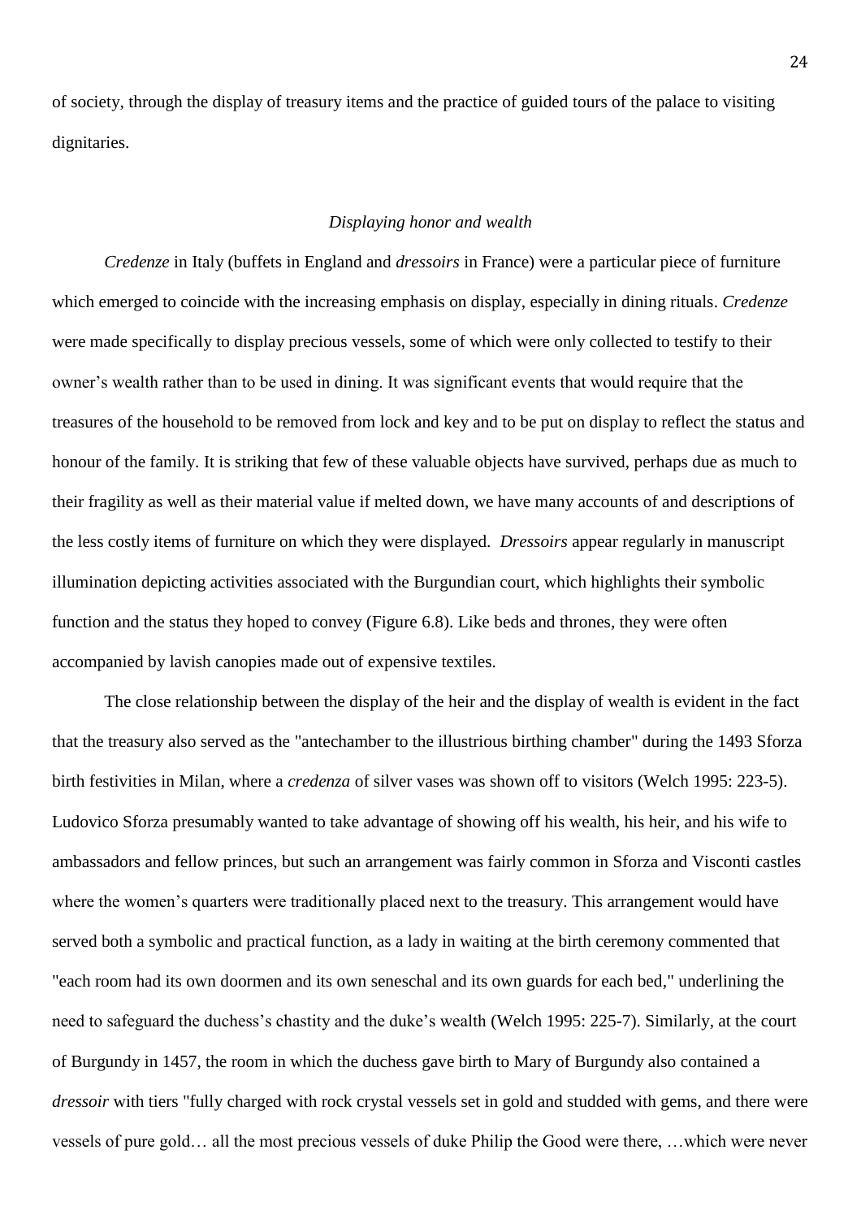of society, through the display of treasury items and the practice of guided tours of the palace to visiting dignitaries.

### *Displaying honor and wealth*

*Credenze* in Italy (buffets in England and *dressoirs* in France) were a particular piece of furniture which emerged to coincide with the increasing emphasis on display, especially in dining rituals. *Credenze* were made specifically to display precious vessels, some of which were only collected to testify to their owner's wealth rather than to be used in dining. It was significant events that would require that the treasures of the household to be removed from lock and key and to be put on display to reflect the status and honour of the family. It is striking that few of these valuable objects have survived, perhaps due as much to their fragility as well as their material value if melted down, we have many accounts of and descriptions of the less costly items of furniture on which they were displayed. *Dressoirs* appear regularly in manuscript illumination depicting activities associated with the Burgundian court, which highlights their symbolic function and the status they hoped to convey (Figure 6.8). Like beds and thrones, they were often accompanied by lavish canopies made out of expensive textiles.

The close relationship between the display of the heir and the display of wealth is evident in the fact that the treasury also served as the "antechamber to the illustrious birthing chamber" during the 1493 Sforza birth festivities in Milan, where a *credenza* of silver vases was shown off to visitors (Welch 1995: 223-5). Ludovico Sforza presumably wanted to take advantage of showing off his wealth, his heir, and his wife to ambassadors and fellow princes, but such an arrangement was fairly common in Sforza and Visconti castles where the women's quarters were traditionally placed next to the treasury. This arrangement would have served both a symbolic and practical function, as a lady in waiting at the birth ceremony commented that "each room had its own doormen and its own seneschal and its own guards for each bed," underlining the need to safeguard the duchess's chastity and the duke's wealth (Welch 1995: 225-7). Similarly, at the court of Burgundy in 1457, the room in which the duchess gave birth to Mary of Burgundy also contained a *dressoir* with tiers "fully charged with rock crystal vessels set in gold and studded with gems, and there were vessels of pure gold… all the most precious vessels of duke Philip the Good were there, …which were never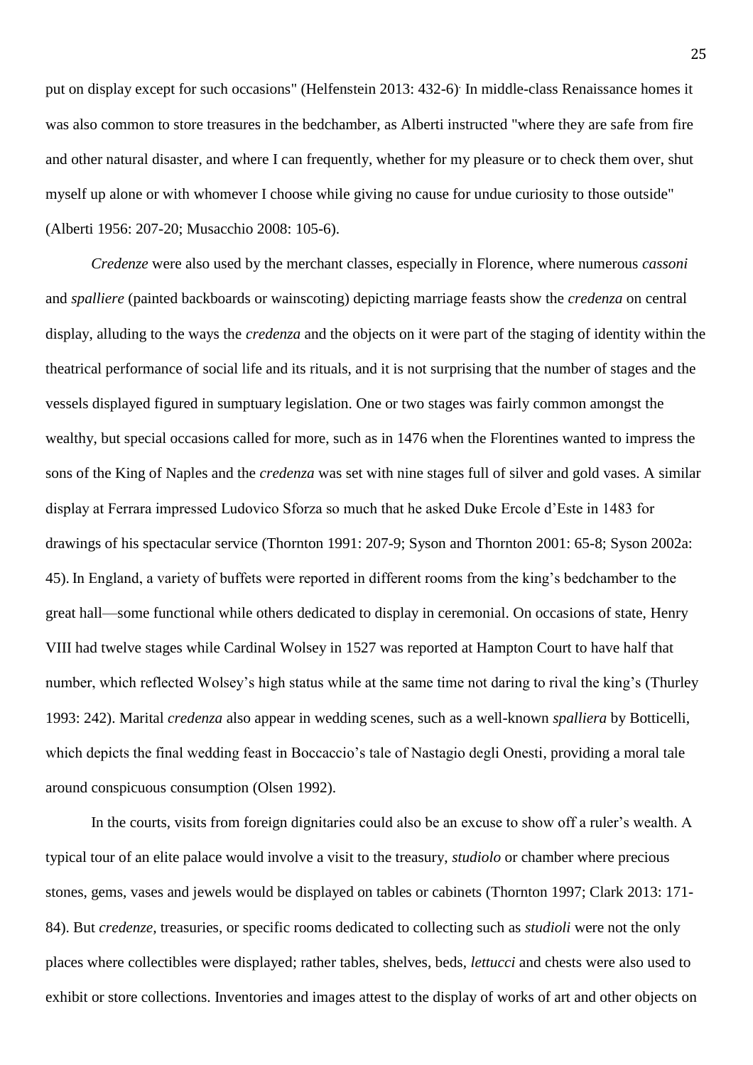put on display except for such occasions" (Helfenstein 2013: 432-6). In middle-class Renaissance homes it was also common to store treasures in the bedchamber, as Alberti instructed "where they are safe from fire and other natural disaster, and where I can frequently, whether for my pleasure or to check them over, shut myself up alone or with whomever I choose while giving no cause for undue curiosity to those outside" (Alberti 1956: 207-20; Musacchio 2008: 105-6).

*Credenze* were also used by the merchant classes, especially in Florence, where numerous *cassoni* and *spalliere* (painted backboards or wainscoting) depicting marriage feasts show the *credenza* on central display, alluding to the ways the *credenza* and the objects on it were part of the staging of identity within the theatrical performance of social life and its rituals, and it is not surprising that the number of stages and the vessels displayed figured in sumptuary legislation. One or two stages was fairly common amongst the wealthy, but special occasions called for more, such as in 1476 when the Florentines wanted to impress the sons of the King of Naples and the *credenza* was set with nine stages full of silver and gold vases. A similar display at Ferrara impressed Ludovico Sforza so much that he asked Duke Ercole d'Este in 1483 for drawings of his spectacular service (Thornton 1991: 207-9; Syson and Thornton 2001: 65-8; Syson 2002a: 45). In England, a variety of buffets were reported in different rooms from the king's bedchamber to the great hall—some functional while others dedicated to display in ceremonial. On occasions of state, Henry VIII had twelve stages while Cardinal Wolsey in 1527 was reported at Hampton Court to have half that number, which reflected Wolsey's high status while at the same time not daring to rival the king's (Thurley 1993: 242). Marital *credenza* also appear in wedding scenes, such as a well-known *spalliera* by Botticelli, which depicts the final wedding feast in Boccaccio's tale of Nastagio degli Onesti, providing a moral tale around conspicuous consumption (Olsen 1992).

In the courts, visits from foreign dignitaries could also be an excuse to show off a ruler's wealth. A typical tour of an elite palace would involve a visit to the treasury, *studiolo* or chamber where precious stones, gems, vases and jewels would be displayed on tables or cabinets (Thornton 1997; Clark 2013: 171-84). But *credenze,* treasuries, or specific rooms dedicated to collecting such as *studioli* were not the only places where collectibles were displayed; rather tables, shelves, beds, *lettucci* and chests were also used to exhibit or store collections. Inventories and images attest to the display of works of art and other objects on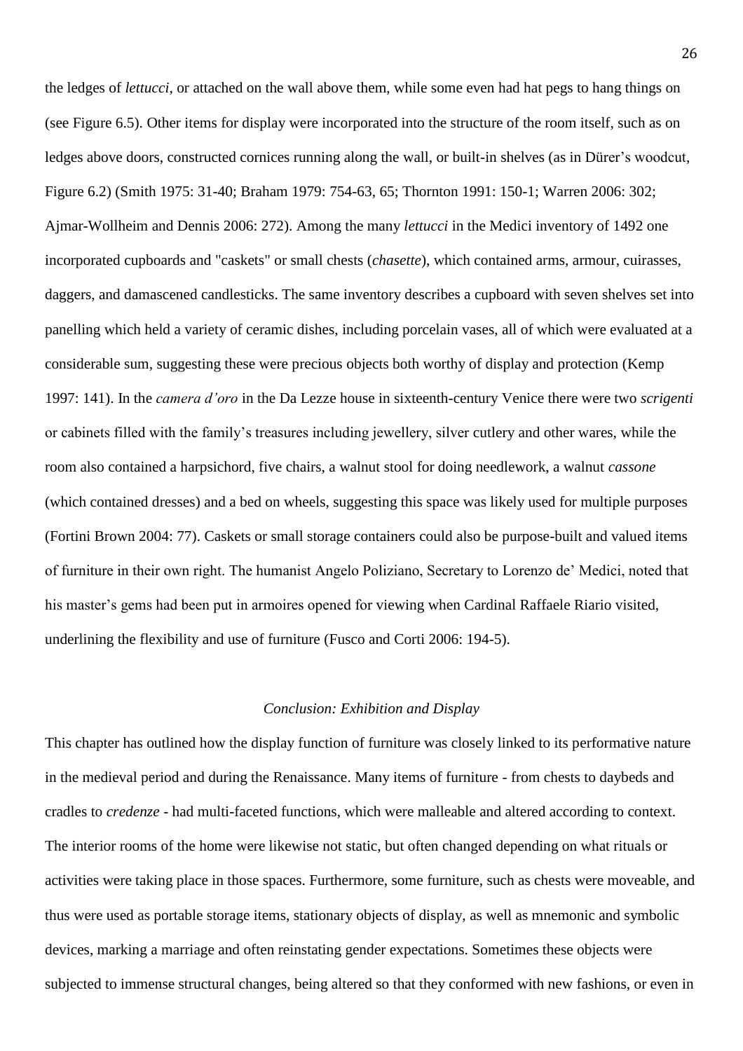the ledges of *lettucci*, or attached on the wall above them, while some even had hat pegs to hang things on (see Figure 6.5). Other items for display were incorporated into the structure of the room itself, such as on ledges above doors, constructed cornices running along the wall, or built-in shelves (as in Dürer's woodcut, Figure 6.2) (Smith 1975: 31-40; Braham 1979: 754-63, 65; Thornton 1991: 150-1; Warren 2006: 302; Ajmar-Wollheim and Dennis 2006: 272). Among the many *lettucci* in the Medici inventory of 1492 one incorporated cupboards and "caskets" or small chests (*chasette*), which contained arms, armour, cuirasses, daggers, and damascened candlesticks. The same inventory describes a cupboard with seven shelves set into panelling which held a variety of ceramic dishes, including porcelain vases, all of which were evaluated at a considerable sum, suggesting these were precious objects both worthy of display and protection (Kemp 1997: 141). In the *camera d'oro* in the Da Lezze house in sixteenth-century Venice there were two *scrigenti* or cabinets filled with the family's treasures including jewellery, silver cutlery and other wares, while the room also contained a harpsichord, five chairs, a walnut stool for doing needlework, a walnut *cassone* (which contained dresses) and a bed on wheels, suggesting this space was likely used for multiple purposes (Fortini Brown 2004: 77). Caskets or small storage containers could also be purpose-built and valued items of furniture in their own right. The humanist Angelo Poliziano, Secretary to Lorenzo de' Medici, noted that his master's gems had been put in armoires opened for viewing when Cardinal Raffaele Riario visited, underlining the flexibility and use of furniture (Fusco and Corti 2006: 194-5).

## *Conclusion: Exhibition and Display*

This chapter has outlined how the display function of furniture was closely linked to its performative nature in the medieval period and during the Renaissance. Many items of furniture - from chests to daybeds and cradles to *credenze* - had multi-faceted functions, which were malleable and altered according to context. The interior rooms of the home were likewise not static, but often changed depending on what rituals or activities were taking place in those spaces. Furthermore, some furniture, such as chests were moveable, and thus were used as portable storage items, stationary objects of display, as well as mnemonic and symbolic devices, marking a marriage and often reinstating gender expectations. Sometimes these objects were subjected to immense structural changes, being altered so that they conformed with new fashions, or even in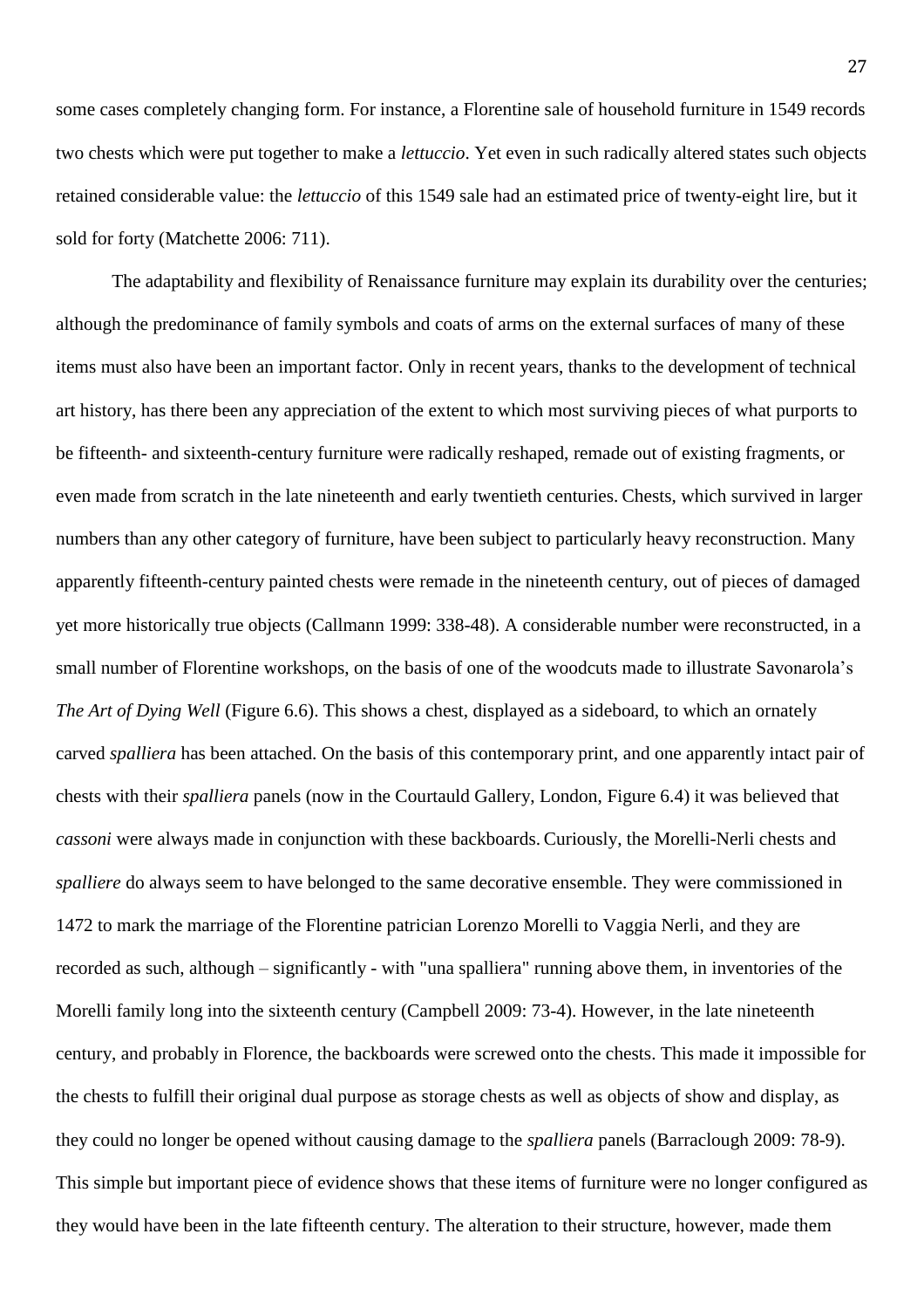some cases completely changing form. For instance, a Florentine sale of household furniture in 1549 records two chests which were put together to make a *lettuccio*. Yet even in such radically altered states such objects retained considerable value: the *lettuccio* of this 1549 sale had an estimated price of twenty-eight lire, but it sold for forty (Matchette 2006: 711).

The adaptability and flexibility of Renaissance furniture may explain its durability over the centuries; although the predominance of family symbols and coats of arms on the external surfaces of many of these items must also have been an important factor. Only in recent years, thanks to the development of technical art history, has there been any appreciation of the extent to which most surviving pieces of what purports to be fifteenth- and sixteenth-century furniture were radically reshaped, remade out of existing fragments, or even made from scratch in the late nineteenth and early twentieth centuries. Chests, which survived in larger numbers than any other category of furniture, have been subject to particularly heavy reconstruction. Many apparently fifteenth-century painted chests were remade in the nineteenth century, out of pieces of damaged yet more historically true objects (Callmann 1999: 338-48). A considerable number were reconstructed, in a small number of Florentine workshops, on the basis of one of the woodcuts made to illustrate Savonarola's *The Art of Dying Well* (Figure 6.6). This shows a chest, displayed as a sideboard, to which an ornately carved *spalliera* has been attached. On the basis of this contemporary print, and one apparently intact pair of chests with their *spalliera* panels (now in the Courtauld Gallery, London, Figure 6.4) it was believed that *cassoni* were always made in conjunction with these backboards. Curiously, the Morelli-Nerli chests and *spalliere* do always seem to have belonged to the same decorative ensemble. They were commissioned in 1472 to mark the marriage of the Florentine patrician Lorenzo Morelli to Vaggia Nerli, and they are recorded as such, although – significantly - with "una spalliera" running above them, in inventories of the Morelli family long into the sixteenth century (Campbell 2009: 73-4). However, in the late nineteenth century, and probably in Florence, the backboards were screwed onto the chests. This made it impossible for the chests to fulfill their original dual purpose as storage chests as well as objects of show and display, as they could no longer be opened without causing damage to the *spalliera* panels (Barraclough 2009: 78-9). This simple but important piece of evidence shows that these items of furniture were no longer configured as they would have been in the late fifteenth century. The alteration to their structure, however, made them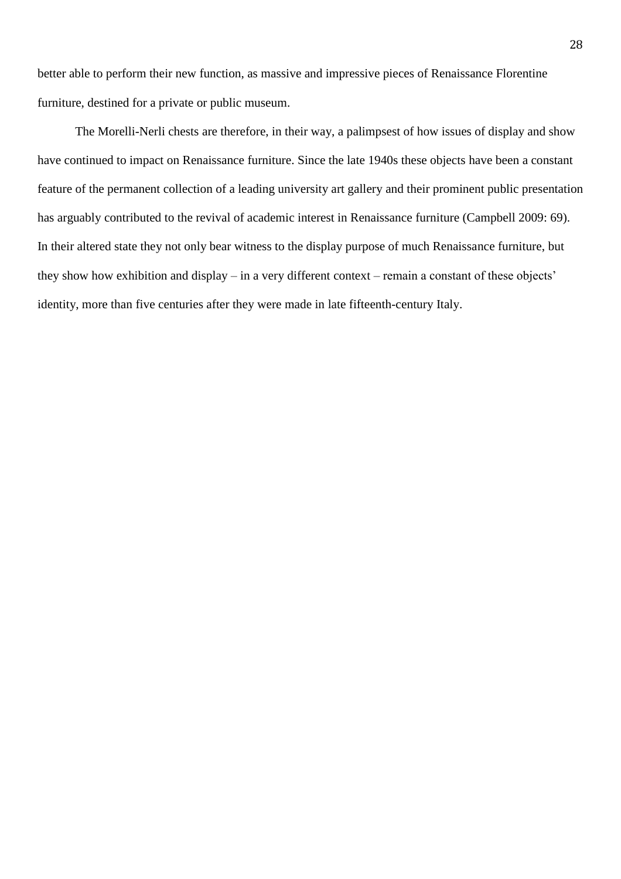better able to perform their new function, as massive and impressive pieces of Renaissance Florentine furniture, destined for a private or public museum.

The Morelli-Nerli chests are therefore, in their way, a palimpsest of how issues of display and show have continued to impact on Renaissance furniture. Since the late 1940s these objects have been a constant feature of the permanent collection of a leading university art gallery and their prominent public presentation has arguably contributed to the revival of academic interest in Renaissance furniture (Campbell 2009: 69). In their altered state they not only bear witness to the display purpose of much Renaissance furniture, but they show how exhibition and display – in a very different context – remain a constant of these objects' identity, more than five centuries after they were made in late fifteenth-century Italy.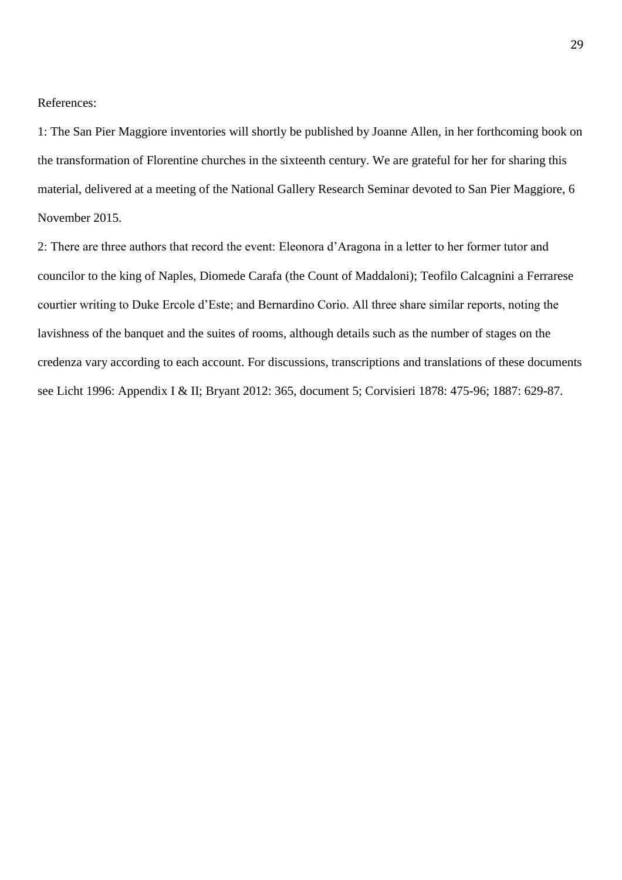References:

1: The San Pier Maggiore inventories will shortly be published by Joanne Allen, in her forthcoming book on the transformation of Florentine churches in the sixteenth century. We are grateful for her for sharing this material, delivered at a meeting of the National Gallery Research Seminar devoted to San Pier Maggiore, 6 November 2015.

2: There are three authors that record the event: Eleonora d'Aragona in a letter to her former tutor and councilor to the king of Naples, Diomede Carafa (the Count of Maddaloni); Teofilo Calcagnini a Ferrarese courtier writing to Duke Ercole d'Este; and Bernardino Corio. All three share similar reports, noting the lavishness of the banquet and the suites of rooms, although details such as the number of stages on the credenza vary according to each account. For discussions, transcriptions and translations of these documents see Licht 1996: Appendix I & II; Bryant 2012: 365, document 5; Corvisieri 1878: 475-96; 1887: 629-87.